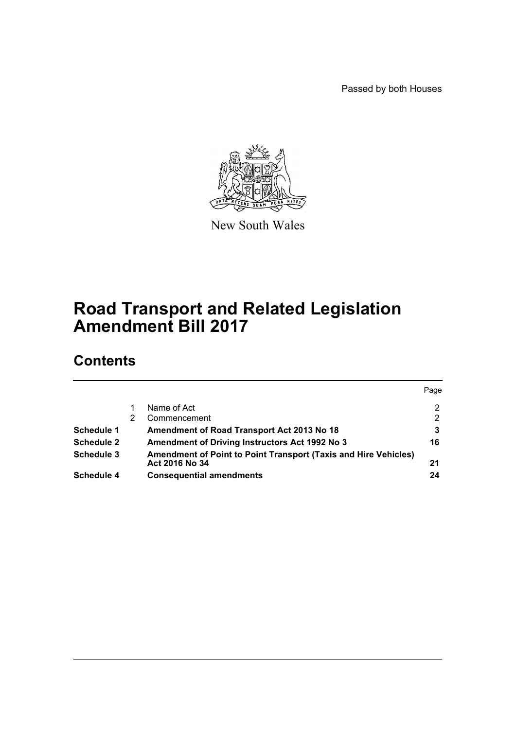Passed by both Houses

New South Wales

# Road Transport and Related Legislation Amendment Bill 2017

## Contents

| | | | Page |
|---|---|---|---|
| | 1 | Name of Act | 2 |
| | 2 | Commencement | 2 |
| **Schedule 1** | | **Amendment of Road Transport Act 2013 No 18** | **3** |
| **Schedule 2** | | **Amendment of Driving Instructors Act 1992 No 3** | **16** |
| **Schedule 3** | | **Amendment of Point to Point Transport (Taxis and Hire Vehicles) Act 2016 No 34** | **21** |
| **Schedule 4** | | **Consequential amendments** | **24** |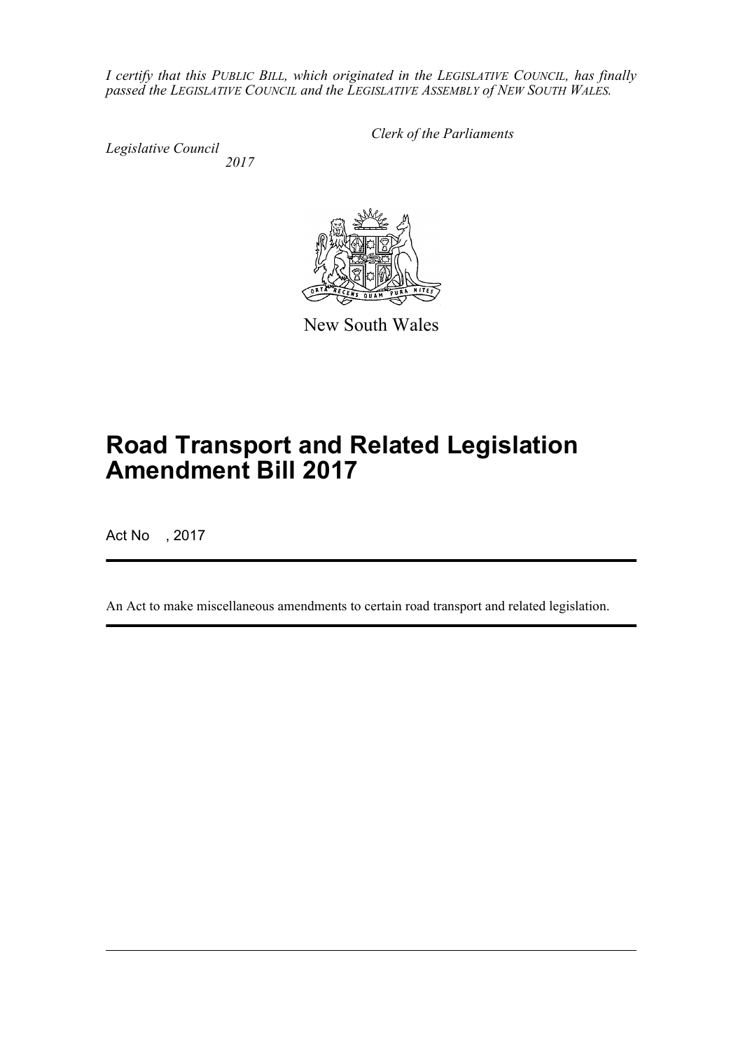*I certify that this PUBLIC BILL, which originated in the LEGISLATIVE COUNCIL, has finally passed the LEGISLATIVE COUNCIL and the LEGISLATIVE ASSEMBLY of NEW SOUTH WALES.*

*Clerk of the Parliaments*

*Legislative Council*
*2017*

New South Wales

# Road Transport and Related Legislation Amendment Bill 2017

Act No , 2017

An Act to make miscellaneous amendments to certain road transport and related legislation.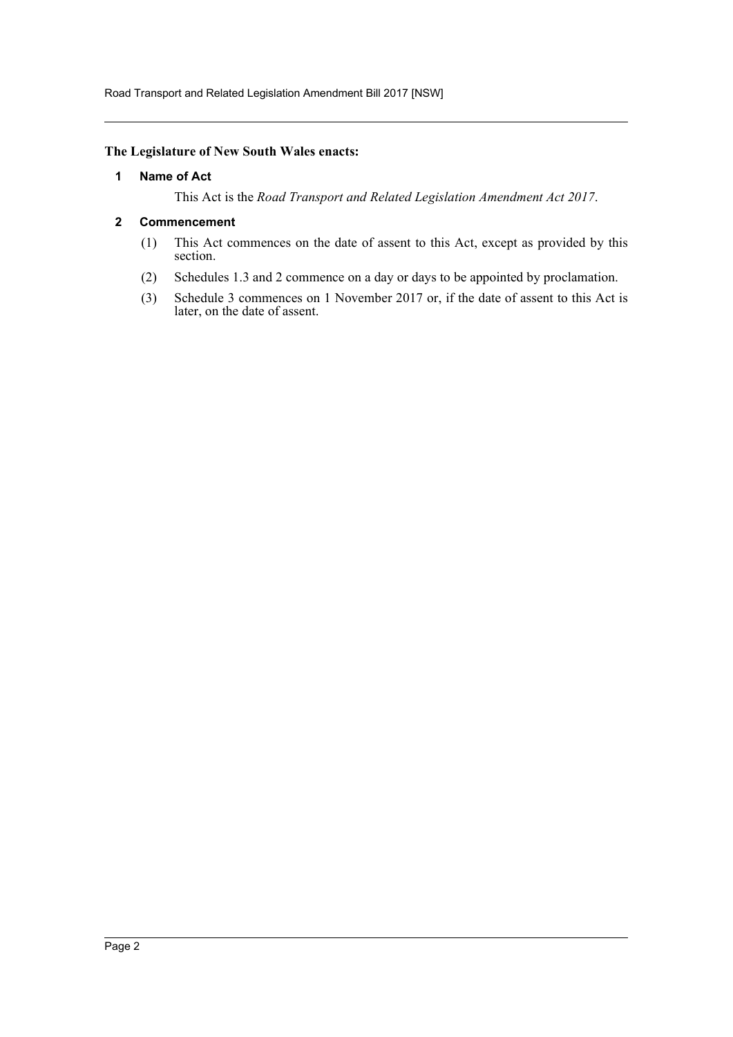**The Legislature of New South Wales enacts:**

## 1 Name of Act

This Act is the *Road Transport and Related Legislation Amendment Act 2017*.

## 2 Commencement

(1) This Act commences on the date of assent to this Act, except as provided by this section.

(2) Schedules 1.3 and 2 commence on a day or days to be appointed by proclamation.

(3) Schedule 3 commences on 1 November 2017 or, if the date of assent to this Act is later, on the date of assent.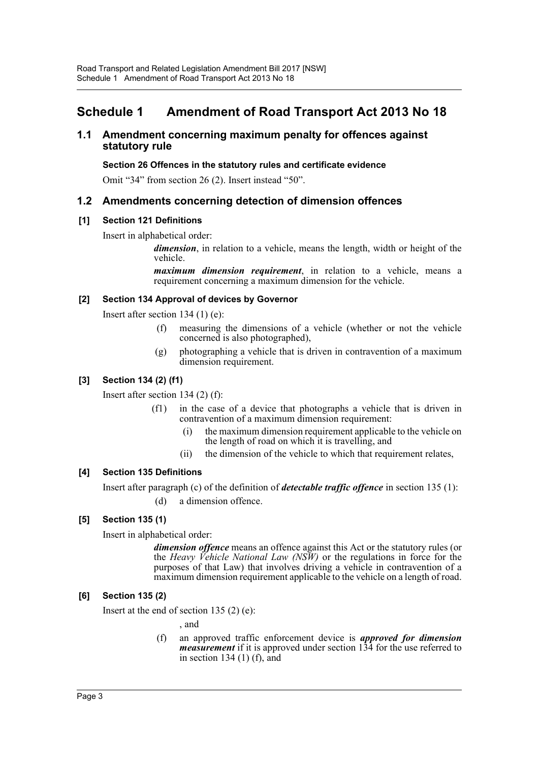# Schedule 1 Amendment of Road Transport Act 2013 No 18

## 1.1 Amendment concerning maximum penalty for offences against statutory rule

**Section 26 Offences in the statutory rules and certificate evidence**

Omit "34" from section 26 (2). Insert instead "50".

## 1.2 Amendments concerning detection of dimension offences

### [1] Section 121 Definitions

Insert in alphabetical order:

> ***dimension***, in relation to a vehicle, means the length, width or height of the vehicle.
>
> ***maximum dimension requirement***, in relation to a vehicle, means a requirement concerning a maximum dimension for the vehicle.

### [2] Section 134 Approval of devices by Governor

Insert after section 134 (1) (e):

> (f) measuring the dimensions of a vehicle (whether or not the vehicle concerned is also photographed),
>
> (g) photographing a vehicle that is driven in contravention of a maximum dimension requirement.

### [3] Section 134 (2) (f1)

Insert after section 134 (2) (f):

> (f1) in the case of a device that photographs a vehicle that is driven in contravention of a maximum dimension requirement:
>
> (i) the maximum dimension requirement applicable to the vehicle on the length of road on which it is travelling, and
>
> (ii) the dimension of the vehicle to which that requirement relates,

### [4] Section 135 Definitions

Insert after paragraph (c) of the definition of ***detectable traffic offence*** in section 135 (1):

> (d) a dimension offence.

### [5] Section 135 (1)

Insert in alphabetical order:

> ***dimension offence*** means an offence against this Act or the statutory rules (or the *Heavy Vehicle National Law (NSW)* or the regulations in force for the purposes of that Law) that involves driving a vehicle in contravention of a maximum dimension requirement applicable to the vehicle on a length of road.

### [6] Section 135 (2)

Insert at the end of section 135 (2) (e):

> , and
>
> (f) an approved traffic enforcement device is ***approved for dimension measurement*** if it is approved under section 134 for the use referred to in section 134 (1) (f), and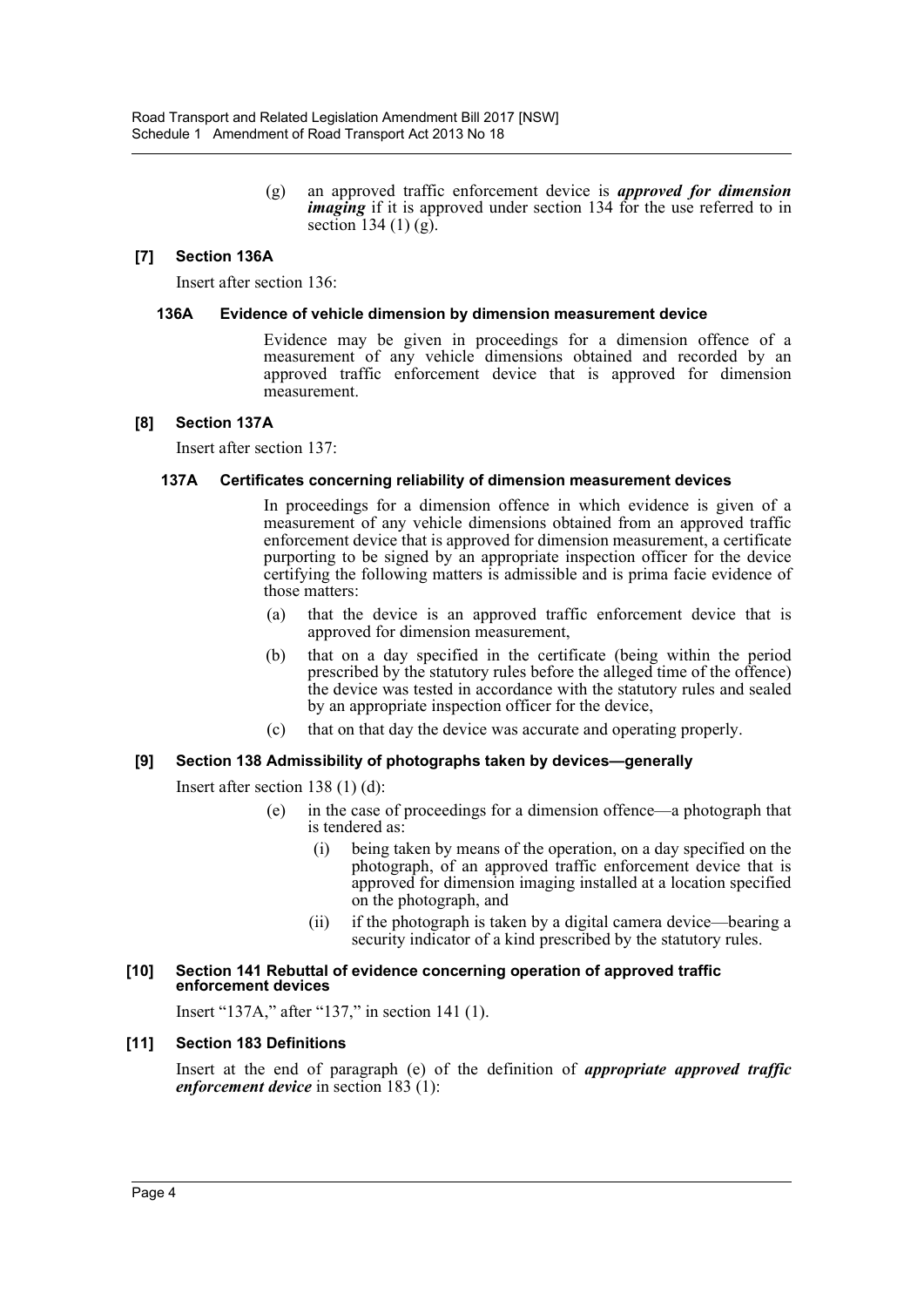(g) an approved traffic enforcement device is ***approved for dimension imaging*** if it is approved under section 134 for the use referred to in section 134 (1) (g).

### [7] Section 136A

Insert after section 136:

#### 136A Evidence of vehicle dimension by dimension measurement device

Evidence may be given in proceedings for a dimension offence of a measurement of any vehicle dimensions obtained and recorded by an approved traffic enforcement device that is approved for dimension measurement.

### [8] Section 137A

Insert after section 137:

#### 137A Certificates concerning reliability of dimension measurement devices

In proceedings for a dimension offence in which evidence is given of a measurement of any vehicle dimensions obtained from an approved traffic enforcement device that is approved for dimension measurement, a certificate purporting to be signed by an appropriate inspection officer for the device certifying the following matters is admissible and is prima facie evidence of those matters:

(a) that the device is an approved traffic enforcement device that is approved for dimension measurement,

(b) that on a day specified in the certificate (being within the period prescribed by the statutory rules before the alleged time of the offence) the device was tested in accordance with the statutory rules and sealed by an appropriate inspection officer for the device,

(c) that on that day the device was accurate and operating properly.

### [9] Section 138 Admissibility of photographs taken by devices—generally

Insert after section 138 (1) (d):

(e) in the case of proceedings for a dimension offence—a photograph that is tendered as:

(i) being taken by means of the operation, on a day specified on the photograph, of an approved traffic enforcement device that is approved for dimension imaging installed at a location specified on the photograph, and

(ii) if the photograph is taken by a digital camera device—bearing a security indicator of a kind prescribed by the statutory rules.

### [10] Section 141 Rebuttal of evidence concerning operation of approved traffic enforcement devices

Insert "137A," after "137," in section 141 (1).

### [11] Section 183 Definitions

Insert at the end of paragraph (e) of the definition of ***appropriate approved traffic enforcement device*** in section 183 (1):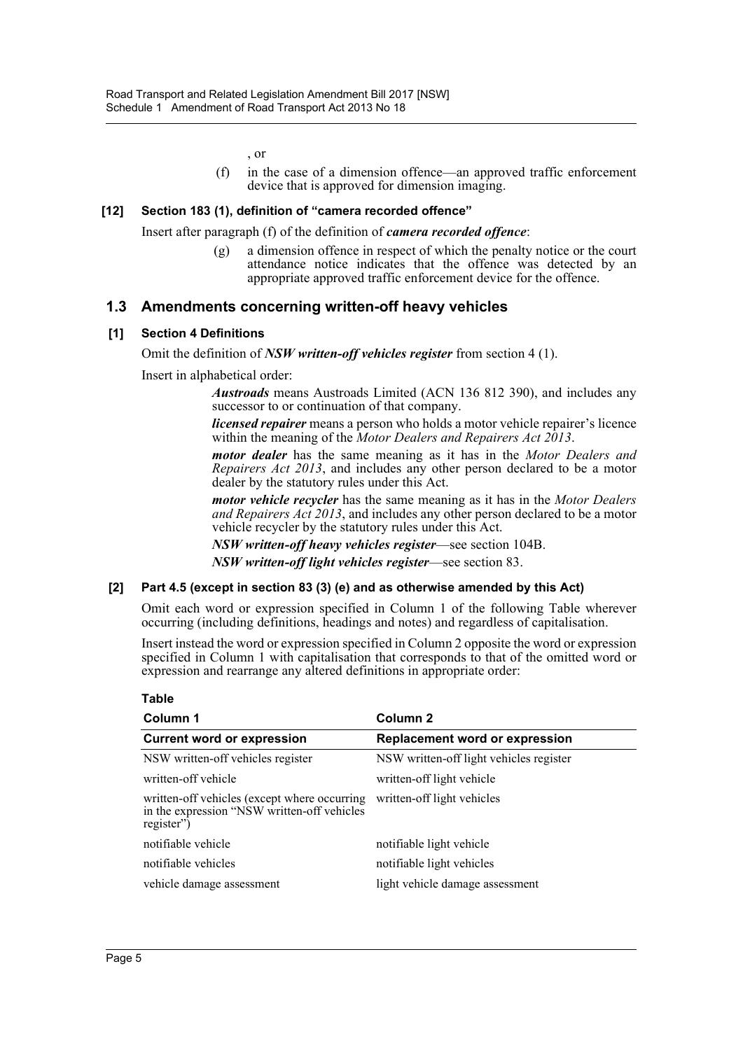, or

(f) in the case of a dimension offence—an approved traffic enforcement device that is approved for dimension imaging.

**[12] Section 183 (1), definition of "camera recorded offence"**

Insert after paragraph (f) of the definition of ***camera recorded offence***:

(g) a dimension offence in respect of which the penalty notice or the court attendance notice indicates that the offence was detected by an appropriate approved traffic enforcement device for the offence.

## 1.3 Amendments concerning written-off heavy vehicles

**[1] Section 4 Definitions**

Omit the definition of ***NSW written-off vehicles register*** from section 4 (1).

Insert in alphabetical order:

***Austroads*** means Austroads Limited (ACN 136 812 390), and includes any successor to or continuation of that company.

***licensed repairer*** means a person who holds a motor vehicle repairer's licence within the meaning of the *Motor Dealers and Repairers Act 2013*.

***motor dealer*** has the same meaning as it has in the *Motor Dealers and Repairers Act 2013*, and includes any other person declared to be a motor dealer by the statutory rules under this Act.

***motor vehicle recycler*** has the same meaning as it has in the *Motor Dealers and Repairers Act 2013*, and includes any other person declared to be a motor vehicle recycler by the statutory rules under this Act.

***NSW written-off heavy vehicles register***—see section 104B.

***NSW written-off light vehicles register***—see section 83.

**[2] Part 4.5 (except in section 83 (3) (e) and as otherwise amended by this Act)**

Omit each word or expression specified in Column 1 of the following Table wherever occurring (including definitions, headings and notes) and regardless of capitalisation.

Insert instead the word or expression specified in Column 2 opposite the word or expression specified in Column 1 with capitalisation that corresponds to that of the omitted word or expression and rearrange any altered definitions in appropriate order:

**Table**

| Column 1 | Column 2 |
|---|---|
| **Current word or expression** | **Replacement word or expression** |
| NSW written-off vehicles register | NSW written-off light vehicles register |
| written-off vehicle | written-off light vehicle |
| written-off vehicles (except where occurring in the expression "NSW written-off vehicles register") | written-off light vehicles |
| notifiable vehicle | notifiable light vehicle |
| notifiable vehicles | notifiable light vehicles |
| vehicle damage assessment | light vehicle damage assessment |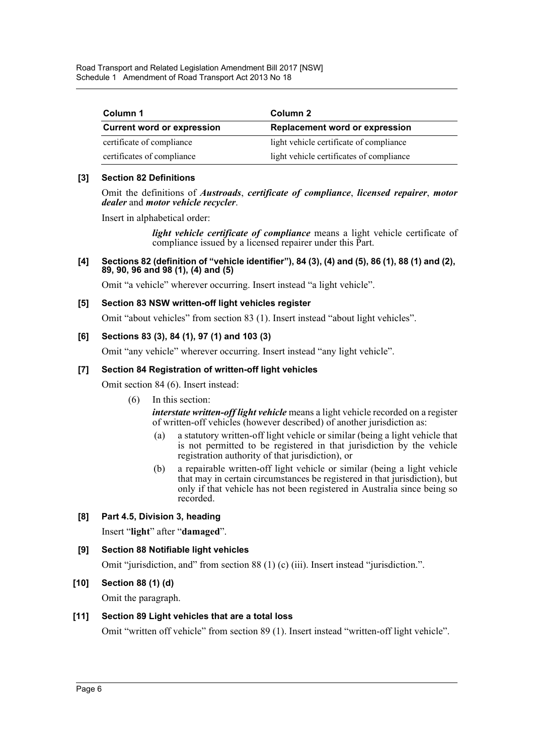| Column 1 | Column 2 |
| --- | --- |
| **Current word or expression** | **Replacement word or expression** |
| certificate of compliance | light vehicle certificate of compliance |
| certificates of compliance | light vehicle certificates of compliance |

### [3] Section 82 Definitions

Omit the definitions of ***Austroads***, ***certificate of compliance***, ***licensed repairer***, ***motor dealer*** and ***motor vehicle recycler***.

Insert in alphabetical order:

> ***light vehicle certificate of compliance*** means a light vehicle certificate of compliance issued by a licensed repairer under this Part.

### [4] Sections 82 (definition of "vehicle identifier"), 84 (3), (4) and (5), 86 (1), 88 (1) and (2), 89, 90, 96 and 98 (1), (4) and (5)

Omit "a vehicle" wherever occurring. Insert instead "a light vehicle".

### [5] Section 83 NSW written-off light vehicles register

Omit "about vehicles" from section 83 (1). Insert instead "about light vehicles".

### [6] Sections 83 (3), 84 (1), 97 (1) and 103 (3)

Omit "any vehicle" wherever occurring. Insert instead "any light vehicle".

### [7] Section 84 Registration of written-off light vehicles

Omit section 84 (6). Insert instead:

> (6) In this section:
>
> ***interstate written-off light vehicle*** means a light vehicle recorded on a register of written-off vehicles (however described) of another jurisdiction as:
>
> (a) a statutory written-off light vehicle or similar (being a light vehicle that is not permitted to be registered in that jurisdiction by the vehicle registration authority of that jurisdiction), or
>
> (b) a repairable written-off light vehicle or similar (being a light vehicle that may in certain circumstances be registered in that jurisdiction), but only if that vehicle has not been registered in Australia since being so recorded.

### [8] Part 4.5, Division 3, heading

Insert "**light**" after "**damaged**".

### [9] Section 88 Notifiable light vehicles

Omit "jurisdiction, and" from section 88 (1) (c) (iii). Insert instead "jurisdiction.".

### [10] Section 88 (1) (d)

Omit the paragraph.

### [11] Section 89 Light vehicles that are a total loss

Omit "written off vehicle" from section 89 (1). Insert instead "written-off light vehicle".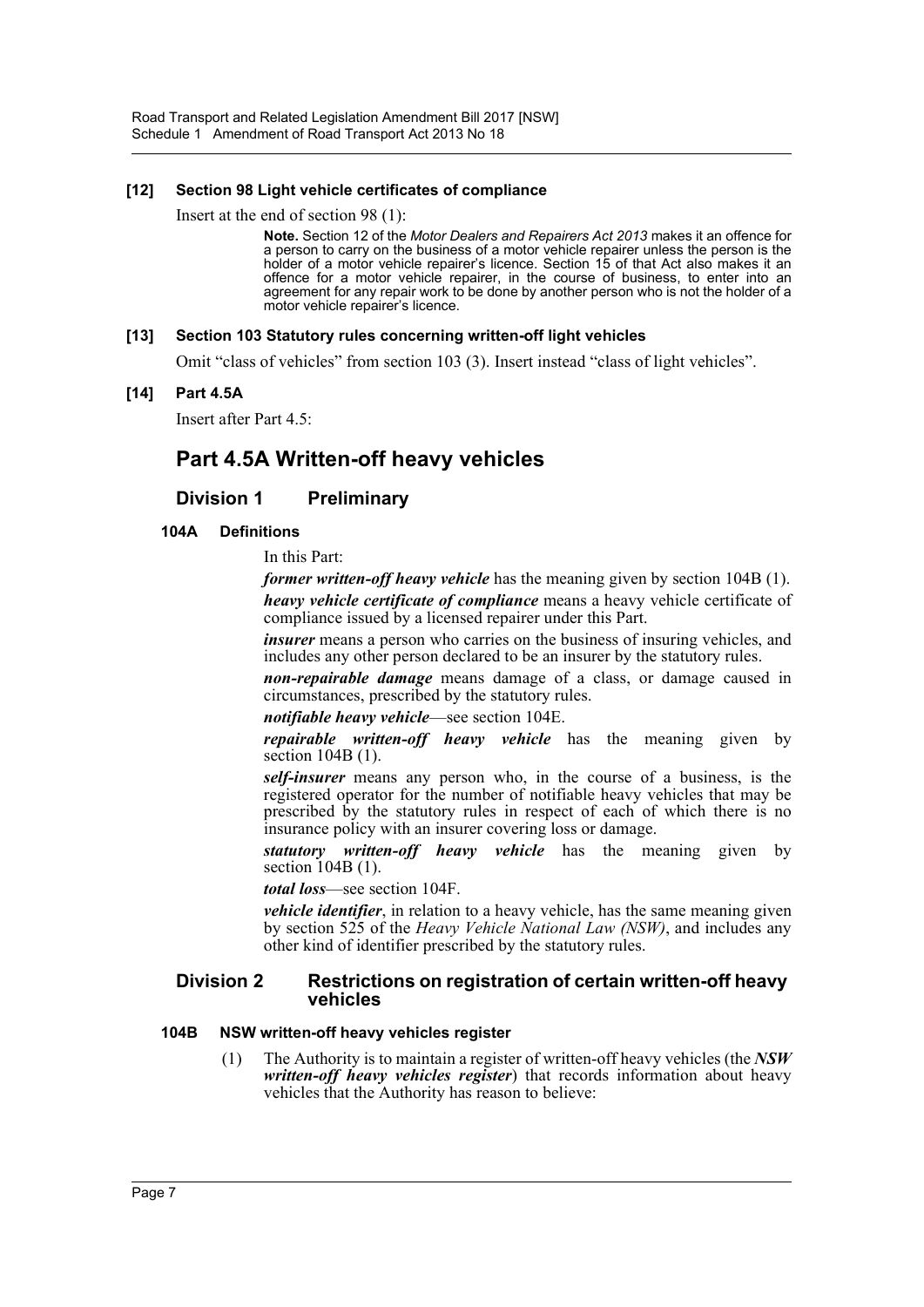#### [12] Section 98 Light vehicle certificates of compliance

Insert at the end of section 98 (1):

> **Note.** Section 12 of the *Motor Dealers and Repairers Act 2013* makes it an offence for a person to carry on the business of a motor vehicle repairer unless the person is the holder of a motor vehicle repairer's licence. Section 15 of that Act also makes it an offence for a motor vehicle repairer, in the course of business, to enter into an agreement for any repair work to be done by another person who is not the holder of a motor vehicle repairer's licence.

#### [13] Section 103 Statutory rules concerning written-off light vehicles

Omit "class of vehicles" from section 103 (3). Insert instead "class of light vehicles".

#### [14] Part 4.5A

Insert after Part 4.5:

## Part 4.5A Written-off heavy vehicles

### Division 1 Preliminary

#### 104A Definitions

In this Part:

***former written-off heavy vehicle*** has the meaning given by section 104B (1).

***heavy vehicle certificate of compliance*** means a heavy vehicle certificate of compliance issued by a licensed repairer under this Part.

***insurer*** means a person who carries on the business of insuring vehicles, and includes any other person declared to be an insurer by the statutory rules.

***non-repairable damage*** means damage of a class, or damage caused in circumstances, prescribed by the statutory rules.

***notifiable heavy vehicle***—see section 104E.

***repairable written-off heavy vehicle*** has the meaning given by section 104B (1).

***self-insurer*** means any person who, in the course of a business, is the registered operator for the number of notifiable heavy vehicles that may be prescribed by the statutory rules in respect of each of which there is no insurance policy with an insurer covering loss or damage.

***statutory written-off heavy vehicle*** has the meaning given by section 104B (1).

***total loss***—see section 104F.

***vehicle identifier***, in relation to a heavy vehicle, has the same meaning given by section 525 of the *Heavy Vehicle National Law (NSW)*, and includes any other kind of identifier prescribed by the statutory rules.

### Division 2 Restrictions on registration of certain written-off heavy vehicles

#### 104B NSW written-off heavy vehicles register

(1) The Authority is to maintain a register of written-off heavy vehicles (the ***NSW written-off heavy vehicles register***) that records information about heavy vehicles that the Authority has reason to believe: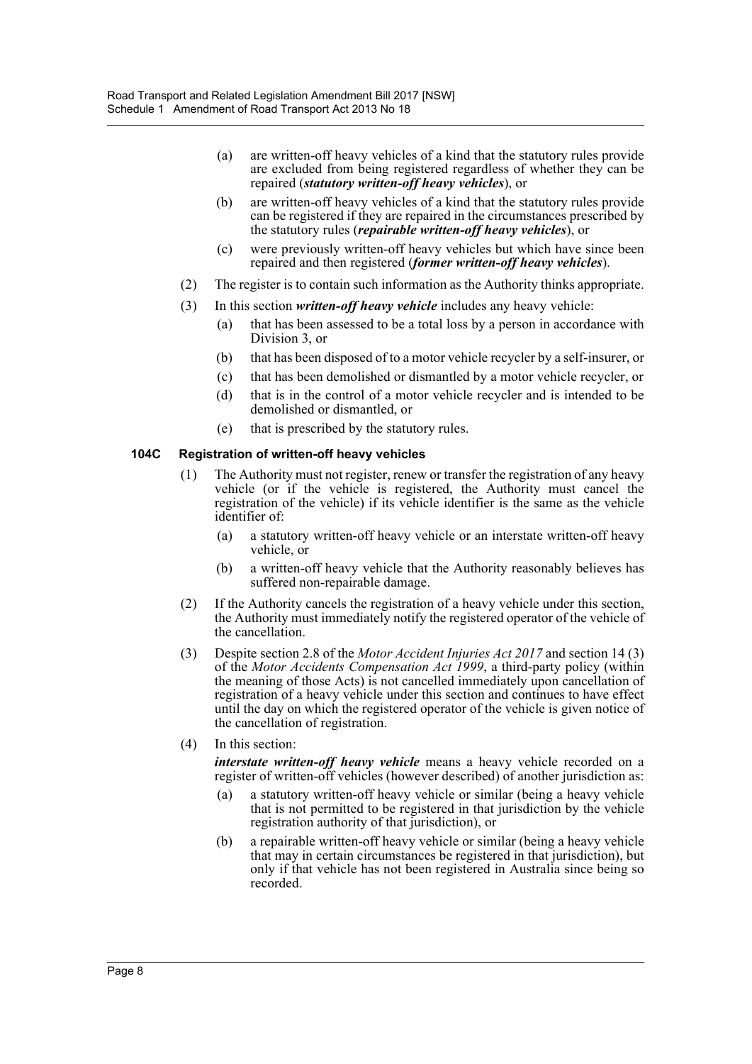- (a) are written-off heavy vehicles of a kind that the statutory rules provide are excluded from being registered regardless of whether they can be repaired (***statutory written-off heavy vehicles***), or
- (b) are written-off heavy vehicles of a kind that the statutory rules provide can be registered if they are repaired in the circumstances prescribed by the statutory rules (***repairable written-off heavy vehicles***), or
- (c) were previously written-off heavy vehicles but which have since been repaired and then registered (***former written-off heavy vehicles***).

(2) The register is to contain such information as the Authority thinks appropriate.

(3) In this section ***written-off heavy vehicle*** includes any heavy vehicle:

- (a) that has been assessed to be a total loss by a person in accordance with Division 3, or
- (b) that has been disposed of to a motor vehicle recycler by a self-insurer, or
- (c) that has been demolished or dismantled by a motor vehicle recycler, or
- (d) that is in the control of a motor vehicle recycler and is intended to be demolished or dismantled, or
- (e) that is prescribed by the statutory rules.

#### 104C Registration of written-off heavy vehicles

(1) The Authority must not register, renew or transfer the registration of any heavy vehicle (or if the vehicle is registered, the Authority must cancel the registration of the vehicle) if its vehicle identifier is the same as the vehicle identifier of:

- (a) a statutory written-off heavy vehicle or an interstate written-off heavy vehicle, or
- (b) a written-off heavy vehicle that the Authority reasonably believes has suffered non-repairable damage.

(2) If the Authority cancels the registration of a heavy vehicle under this section, the Authority must immediately notify the registered operator of the vehicle of the cancellation.

(3) Despite section 2.8 of the *Motor Accident Injuries Act 2017* and section 14 (3) of the *Motor Accidents Compensation Act 1999*, a third-party policy (within the meaning of those Acts) is not cancelled immediately upon cancellation of registration of a heavy vehicle under this section and continues to have effect until the day on which the registered operator of the vehicle is given notice of the cancellation of registration.

(4) In this section:

***interstate written-off heavy vehicle*** means a heavy vehicle recorded on a register of written-off vehicles (however described) of another jurisdiction as:

- (a) a statutory written-off heavy vehicle or similar (being a heavy vehicle that is not permitted to be registered in that jurisdiction by the vehicle registration authority of that jurisdiction), or
- (b) a repairable written-off heavy vehicle or similar (being a heavy vehicle that may in certain circumstances be registered in that jurisdiction), but only if that vehicle has not been registered in Australia since being so recorded.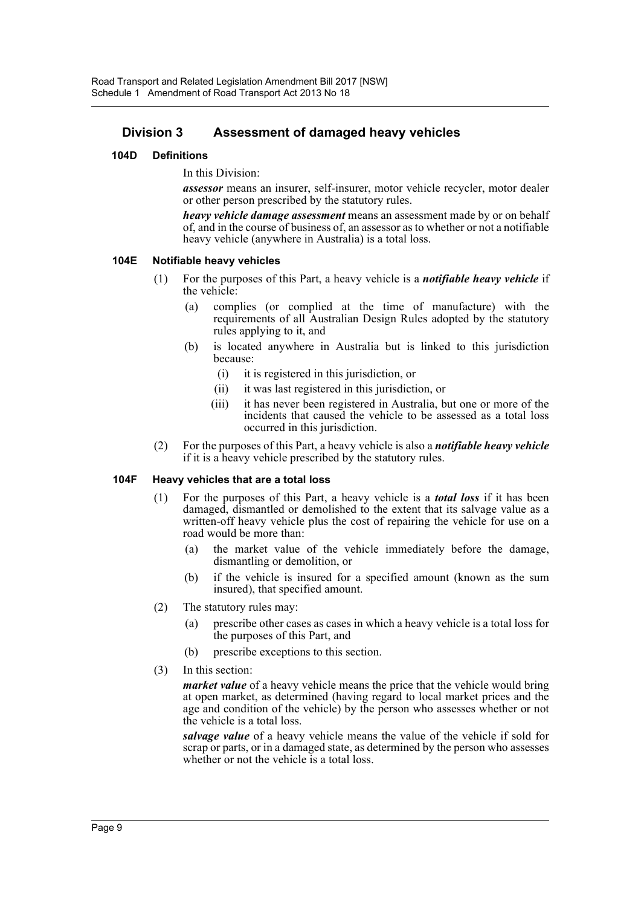## Division 3 Assessment of damaged heavy vehicles

### 104D Definitions

In this Division:

***assessor*** means an insurer, self-insurer, motor vehicle recycler, motor dealer or other person prescribed by the statutory rules.

***heavy vehicle damage assessment*** means an assessment made by or on behalf of, and in the course of business of, an assessor as to whether or not a notifiable heavy vehicle (anywhere in Australia) is a total loss.

### 104E Notifiable heavy vehicles

(1) For the purposes of this Part, a heavy vehicle is a ***notifiable heavy vehicle*** if the vehicle:

- (a) complies (or complied at the time of manufacture) with the requirements of all Australian Design Rules adopted by the statutory rules applying to it, and
- (b) is located anywhere in Australia but is linked to this jurisdiction because:
  - (i) it is registered in this jurisdiction, or
  - (ii) it was last registered in this jurisdiction, or
  - (iii) it has never been registered in Australia, but one or more of the incidents that caused the vehicle to be assessed as a total loss occurred in this jurisdiction.

(2) For the purposes of this Part, a heavy vehicle is also a ***notifiable heavy vehicle*** if it is a heavy vehicle prescribed by the statutory rules.

### 104F Heavy vehicles that are a total loss

(1) For the purposes of this Part, a heavy vehicle is a ***total loss*** if it has been damaged, dismantled or demolished to the extent that its salvage value as a written-off heavy vehicle plus the cost of repairing the vehicle for use on a road would be more than:

- (a) the market value of the vehicle immediately before the damage, dismantling or demolition, or
- (b) if the vehicle is insured for a specified amount (known as the sum insured), that specified amount.

(2) The statutory rules may:

- (a) prescribe other cases as cases in which a heavy vehicle is a total loss for the purposes of this Part, and
- (b) prescribe exceptions to this section.

(3) In this section:

***market value*** of a heavy vehicle means the price that the vehicle would bring at open market, as determined (having regard to local market prices and the age and condition of the vehicle) by the person who assesses whether or not the vehicle is a total loss.

***salvage value*** of a heavy vehicle means the value of the vehicle if sold for scrap or parts, or in a damaged state, as determined by the person who assesses whether or not the vehicle is a total loss.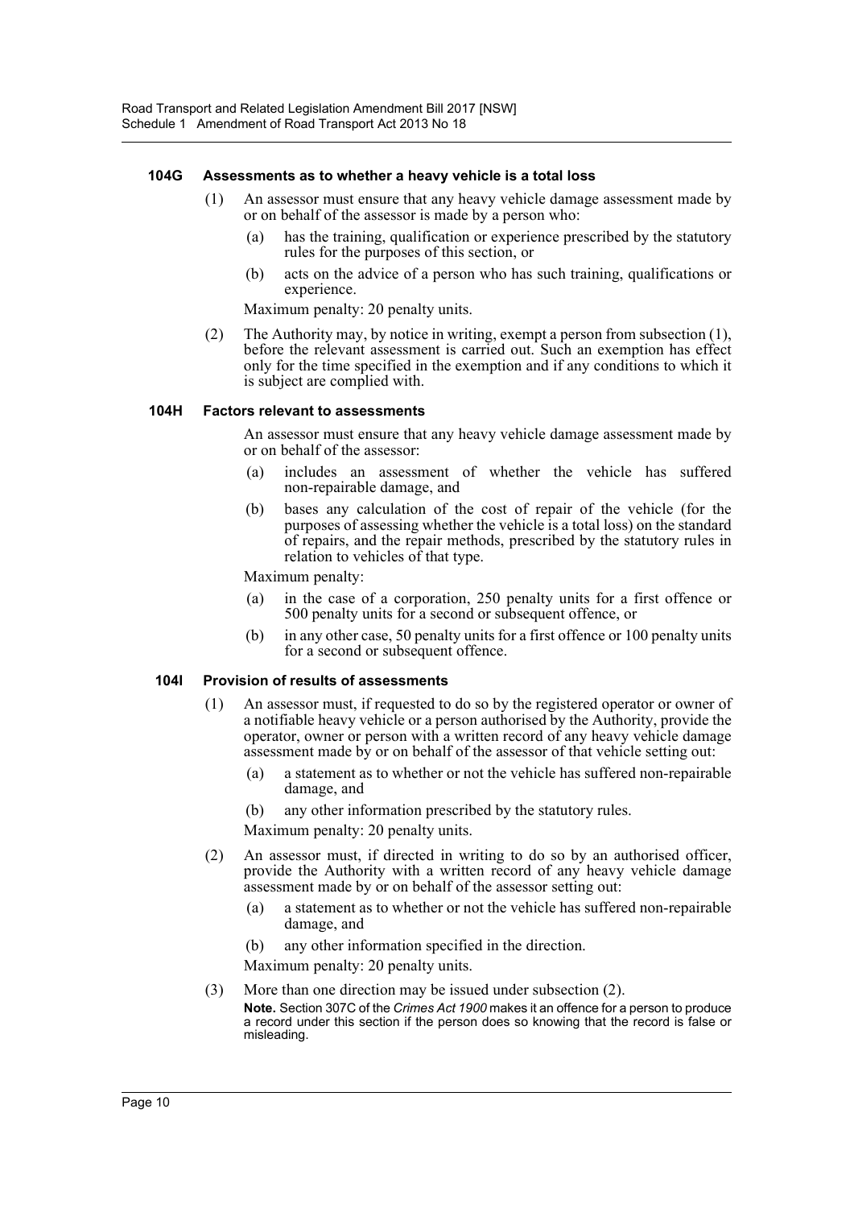#### 104G Assessments as to whether a heavy vehicle is a total loss

(1) An assessor must ensure that any heavy vehicle damage assessment made by or on behalf of the assessor is made by a person who:

(a) has the training, qualification or experience prescribed by the statutory rules for the purposes of this section, or

(b) acts on the advice of a person who has such training, qualifications or experience.

Maximum penalty: 20 penalty units.

(2) The Authority may, by notice in writing, exempt a person from subsection (1), before the relevant assessment is carried out. Such an exemption has effect only for the time specified in the exemption and if any conditions to which it is subject are complied with.

#### 104H Factors relevant to assessments

An assessor must ensure that any heavy vehicle damage assessment made by or on behalf of the assessor:

(a) includes an assessment of whether the vehicle has suffered non-repairable damage, and

(b) bases any calculation of the cost of repair of the vehicle (for the purposes of assessing whether the vehicle is a total loss) on the standard of repairs, and the repair methods, prescribed by the statutory rules in relation to vehicles of that type.

Maximum penalty:

(a) in the case of a corporation, 250 penalty units for a first offence or 500 penalty units for a second or subsequent offence, or

(b) in any other case, 50 penalty units for a first offence or 100 penalty units for a second or subsequent offence.

#### 104I Provision of results of assessments

(1) An assessor must, if requested to do so by the registered operator or owner of a notifiable heavy vehicle or a person authorised by the Authority, provide the operator, owner or person with a written record of any heavy vehicle damage assessment made by or on behalf of the assessor of that vehicle setting out:

(a) a statement as to whether or not the vehicle has suffered non-repairable damage, and

(b) any other information prescribed by the statutory rules.

Maximum penalty: 20 penalty units.

(2) An assessor must, if directed in writing to do so by an authorised officer, provide the Authority with a written record of any heavy vehicle damage assessment made by or on behalf of the assessor setting out:

(a) a statement as to whether or not the vehicle has suffered non-repairable damage, and

(b) any other information specified in the direction.

Maximum penalty: 20 penalty units.

(3) More than one direction may be issued under subsection (2).

**Note.** Section 307C of the *Crimes Act 1900* makes it an offence for a person to produce a record under this section if the person does so knowing that the record is false or misleading.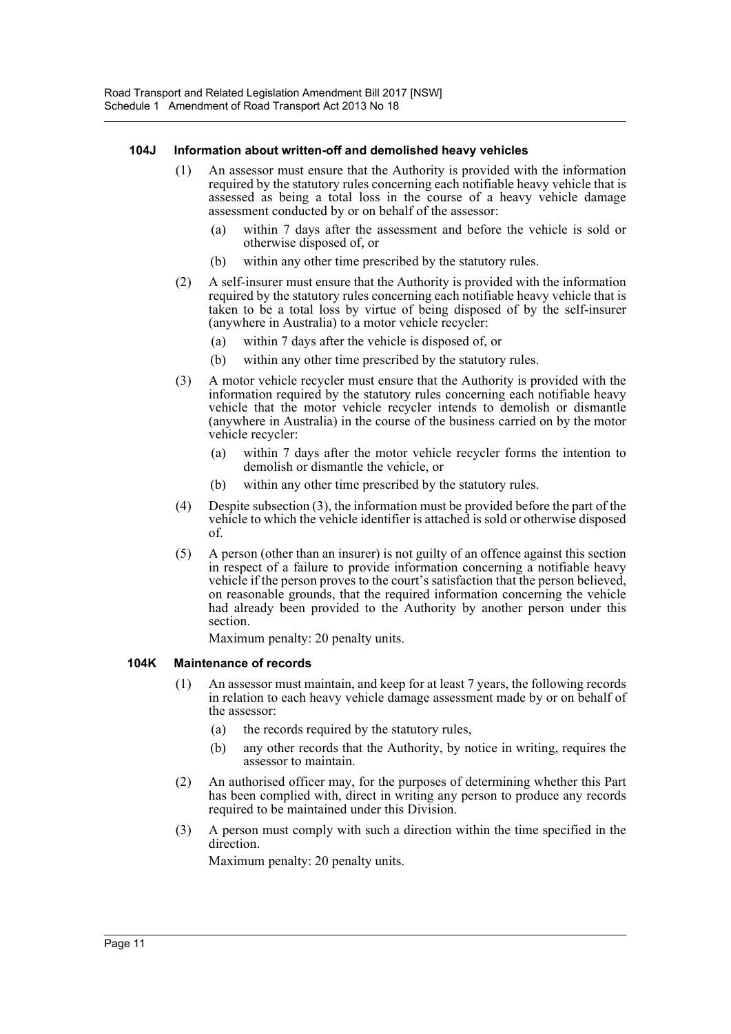#### 104J Information about written-off and demolished heavy vehicles

(1) An assessor must ensure that the Authority is provided with the information required by the statutory rules concerning each notifiable heavy vehicle that is assessed as being a total loss in the course of a heavy vehicle damage assessment conducted by or on behalf of the assessor:

(a) within 7 days after the assessment and before the vehicle is sold or otherwise disposed of, or

(b) within any other time prescribed by the statutory rules.

(2) A self-insurer must ensure that the Authority is provided with the information required by the statutory rules concerning each notifiable heavy vehicle that is taken to be a total loss by virtue of being disposed of by the self-insurer (anywhere in Australia) to a motor vehicle recycler:

(a) within 7 days after the vehicle is disposed of, or

(b) within any other time prescribed by the statutory rules.

(3) A motor vehicle recycler must ensure that the Authority is provided with the information required by the statutory rules concerning each notifiable heavy vehicle that the motor vehicle recycler intends to demolish or dismantle (anywhere in Australia) in the course of the business carried on by the motor vehicle recycler:

(a) within 7 days after the motor vehicle recycler forms the intention to demolish or dismantle the vehicle, or

(b) within any other time prescribed by the statutory rules.

(4) Despite subsection (3), the information must be provided before the part of the vehicle to which the vehicle identifier is attached is sold or otherwise disposed of.

(5) A person (other than an insurer) is not guilty of an offence against this section in respect of a failure to provide information concerning a notifiable heavy vehicle if the person proves to the court's satisfaction that the person believed, on reasonable grounds, that the required information concerning the vehicle had already been provided to the Authority by another person under this section.

Maximum penalty: 20 penalty units.

#### 104K Maintenance of records

(1) An assessor must maintain, and keep for at least 7 years, the following records in relation to each heavy vehicle damage assessment made by or on behalf of the assessor:

(a) the records required by the statutory rules,

(b) any other records that the Authority, by notice in writing, requires the assessor to maintain.

(2) An authorised officer may, for the purposes of determining whether this Part has been complied with, direct in writing any person to produce any records required to be maintained under this Division.

(3) A person must comply with such a direction within the time specified in the direction.

Maximum penalty: 20 penalty units.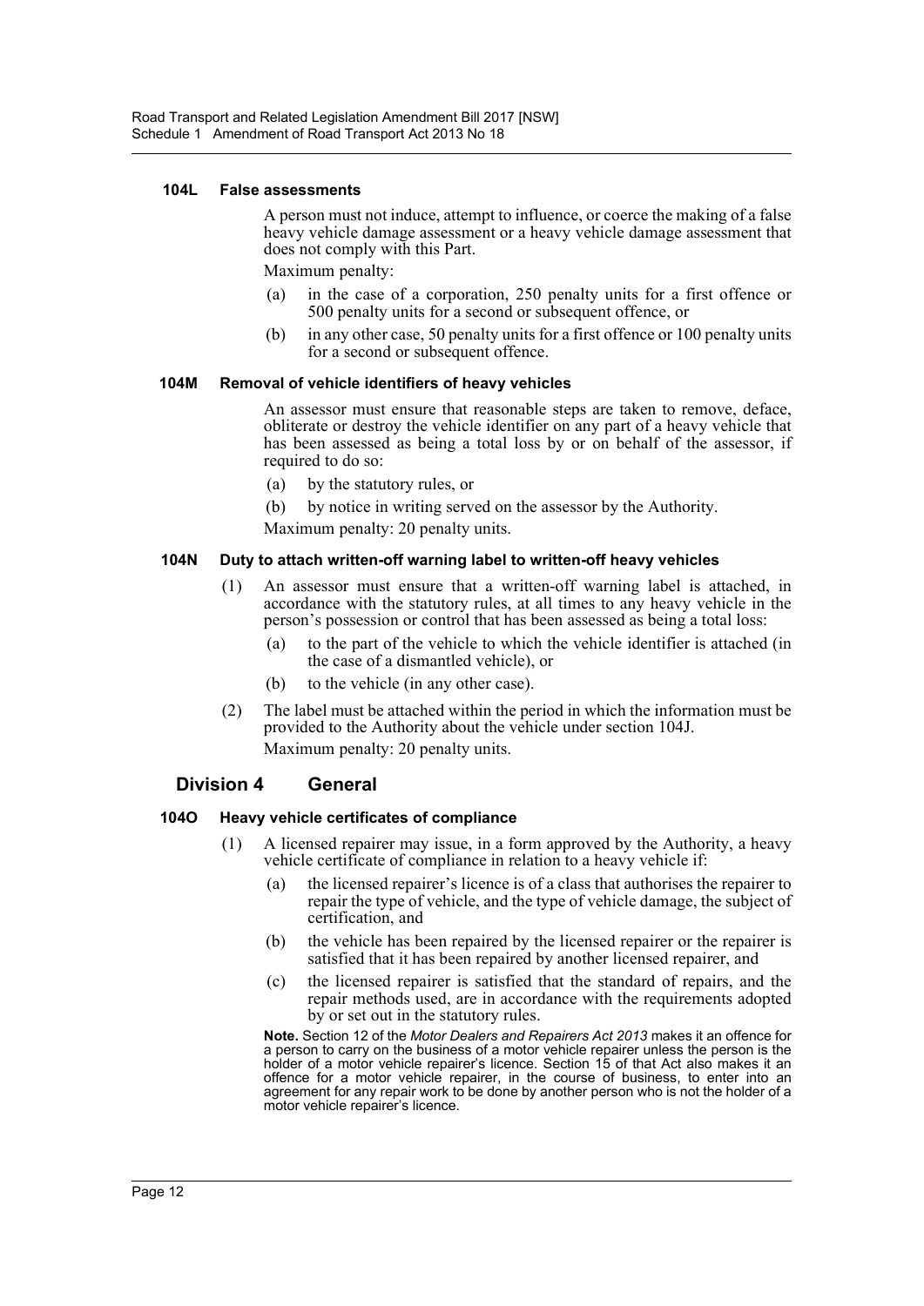#### 104L False assessments

A person must not induce, attempt to influence, or coerce the making of a false heavy vehicle damage assessment or a heavy vehicle damage assessment that does not comply with this Part.

Maximum penalty:

(a) in the case of a corporation, 250 penalty units for a first offence or 500 penalty units for a second or subsequent offence, or

(b) in any other case, 50 penalty units for a first offence or 100 penalty units for a second or subsequent offence.

#### 104M Removal of vehicle identifiers of heavy vehicles

An assessor must ensure that reasonable steps are taken to remove, deface, obliterate or destroy the vehicle identifier on any part of a heavy vehicle that has been assessed as being a total loss by or on behalf of the assessor, if required to do so:

(a) by the statutory rules, or

(b) by notice in writing served on the assessor by the Authority.

Maximum penalty: 20 penalty units.

#### 104N Duty to attach written-off warning label to written-off heavy vehicles

(1) An assessor must ensure that a written-off warning label is attached, in accordance with the statutory rules, at all times to any heavy vehicle in the person's possession or control that has been assessed as being a total loss:

(a) to the part of the vehicle to which the vehicle identifier is attached (in the case of a dismantled vehicle), or

(b) to the vehicle (in any other case).

(2) The label must be attached within the period in which the information must be provided to the Authority about the vehicle under section 104J.

Maximum penalty: 20 penalty units.

### Division 4 General

#### 104O Heavy vehicle certificates of compliance

(1) A licensed repairer may issue, in a form approved by the Authority, a heavy vehicle certificate of compliance in relation to a heavy vehicle if:

(a) the licensed repairer's licence is of a class that authorises the repairer to repair the type of vehicle, and the type of vehicle damage, the subject of certification, and

(b) the vehicle has been repaired by the licensed repairer or the repairer is satisfied that it has been repaired by another licensed repairer, and

(c) the licensed repairer is satisfied that the standard of repairs, and the repair methods used, are in accordance with the requirements adopted by or set out in the statutory rules.

**Note.** Section 12 of the *Motor Dealers and Repairers Act 2013* makes it an offence for a person to carry on the business of a motor vehicle repairer unless the person is the holder of a motor vehicle repairer's licence. Section 15 of that Act also makes it an offence for a motor vehicle repairer, in the course of business, to enter into an agreement for any repair work to be done by another person who is not the holder of a motor vehicle repairer's licence.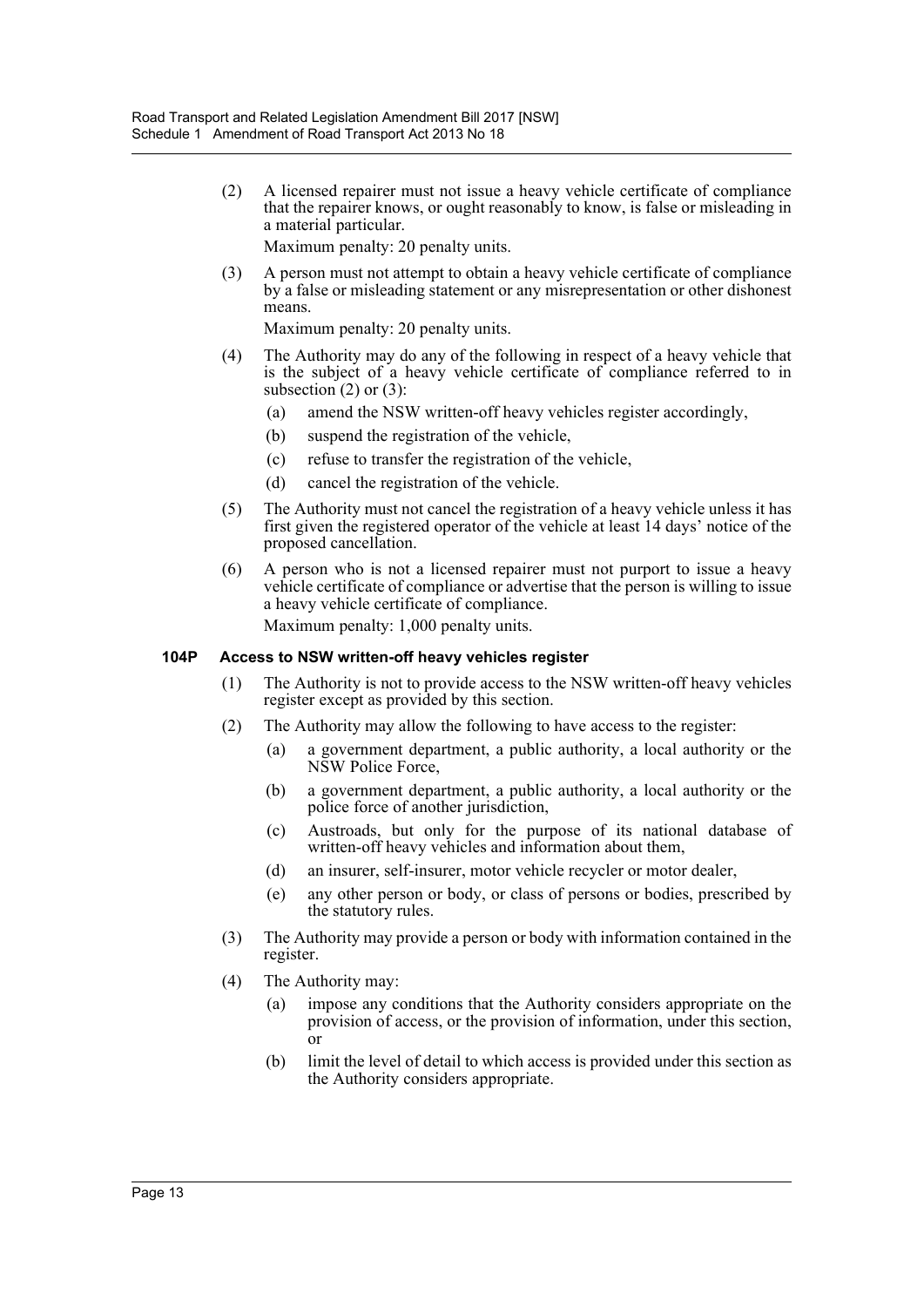(2) A licensed repairer must not issue a heavy vehicle certificate of compliance that the repairer knows, or ought reasonably to know, is false or misleading in a material particular.

Maximum penalty: 20 penalty units.

(3) A person must not attempt to obtain a heavy vehicle certificate of compliance by a false or misleading statement or any misrepresentation or other dishonest means.

Maximum penalty: 20 penalty units.

(4) The Authority may do any of the following in respect of a heavy vehicle that is the subject of a heavy vehicle certificate of compliance referred to in subsection (2) or (3):

- (a) amend the NSW written-off heavy vehicles register accordingly,
- (b) suspend the registration of the vehicle,
- (c) refuse to transfer the registration of the vehicle,
- (d) cancel the registration of the vehicle.

(5) The Authority must not cancel the registration of a heavy vehicle unless it has first given the registered operator of the vehicle at least 14 days' notice of the proposed cancellation.

(6) A person who is not a licensed repairer must not purport to issue a heavy vehicle certificate of compliance or advertise that the person is willing to issue a heavy vehicle certificate of compliance.

Maximum penalty: 1,000 penalty units.

**104P Access to NSW written-off heavy vehicles register**

(1) The Authority is not to provide access to the NSW written-off heavy vehicles register except as provided by this section.

(2) The Authority may allow the following to have access to the register:

- (a) a government department, a public authority, a local authority or the NSW Police Force,
- (b) a government department, a public authority, a local authority or the police force of another jurisdiction,
- (c) Austroads, but only for the purpose of its national database of written-off heavy vehicles and information about them,
- (d) an insurer, self-insurer, motor vehicle recycler or motor dealer,
- (e) any other person or body, or class of persons or bodies, prescribed by the statutory rules.

(3) The Authority may provide a person or body with information contained in the register.

(4) The Authority may:

- (a) impose any conditions that the Authority considers appropriate on the provision of access, or the provision of information, under this section, or
- (b) limit the level of detail to which access is provided under this section as the Authority considers appropriate.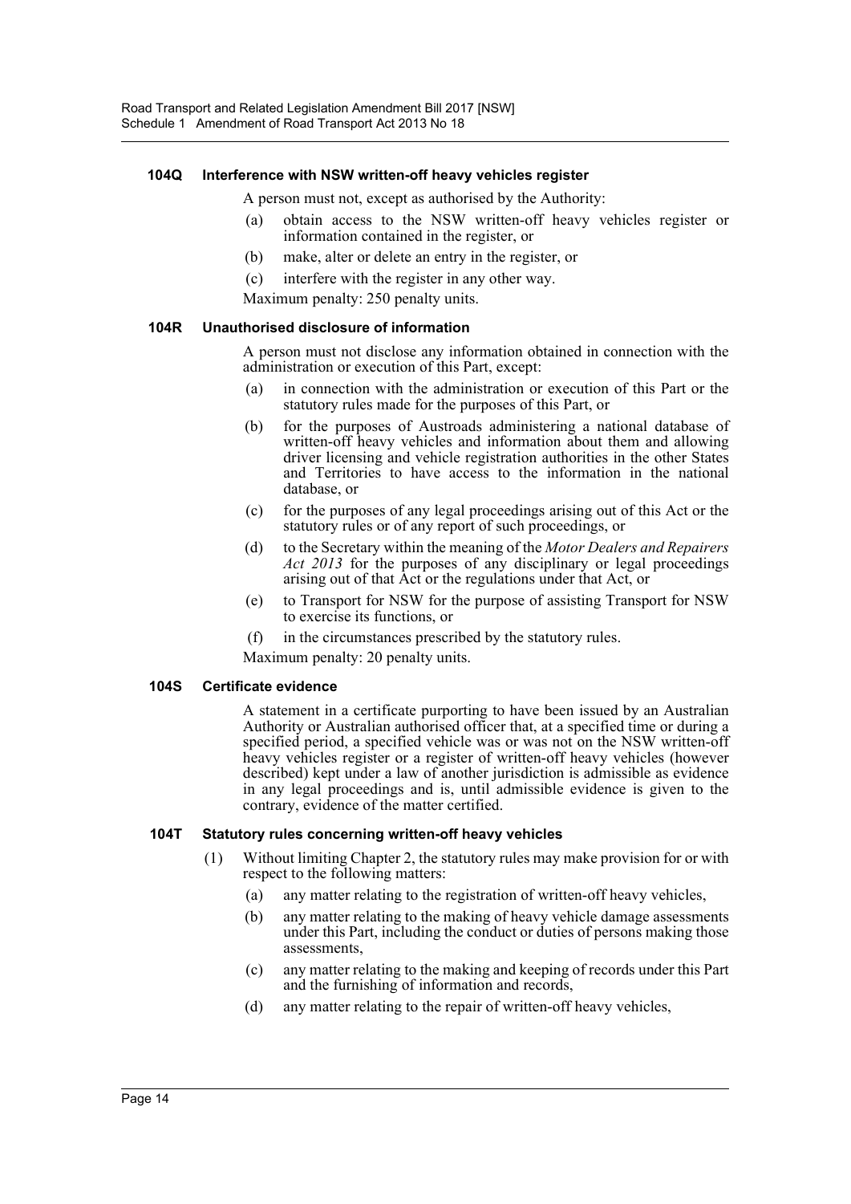#### 104Q Interference with NSW written-off heavy vehicles register

A person must not, except as authorised by the Authority:

(a) obtain access to the NSW written-off heavy vehicles register or information contained in the register, or

(b) make, alter or delete an entry in the register, or

(c) interfere with the register in any other way.

Maximum penalty: 250 penalty units.

#### 104R Unauthorised disclosure of information

A person must not disclose any information obtained in connection with the administration or execution of this Part, except:

(a) in connection with the administration or execution of this Part or the statutory rules made for the purposes of this Part, or

(b) for the purposes of Austroads administering a national database of written-off heavy vehicles and information about them and allowing driver licensing and vehicle registration authorities in the other States and Territories to have access to the information in the national database, or

(c) for the purposes of any legal proceedings arising out of this Act or the statutory rules or of any report of such proceedings, or

(d) to the Secretary within the meaning of the *Motor Dealers and Repairers Act 2013* for the purposes of any disciplinary or legal proceedings arising out of that Act or the regulations under that Act, or

(e) to Transport for NSW for the purpose of assisting Transport for NSW to exercise its functions, or

(f) in the circumstances prescribed by the statutory rules.

Maximum penalty: 20 penalty units.

#### 104S Certificate evidence

A statement in a certificate purporting to have been issued by an Australian Authority or Australian authorised officer that, at a specified time or during a specified period, a specified vehicle was or was not on the NSW written-off heavy vehicles register or a register of written-off heavy vehicles (however described) kept under a law of another jurisdiction is admissible as evidence in any legal proceedings and is, until admissible evidence is given to the contrary, evidence of the matter certified.

#### 104T Statutory rules concerning written-off heavy vehicles

(1) Without limiting Chapter 2, the statutory rules may make provision for or with respect to the following matters:

(a) any matter relating to the registration of written-off heavy vehicles,

(b) any matter relating to the making of heavy vehicle damage assessments under this Part, including the conduct or duties of persons making those assessments,

(c) any matter relating to the making and keeping of records under this Part and the furnishing of information and records,

(d) any matter relating to the repair of written-off heavy vehicles,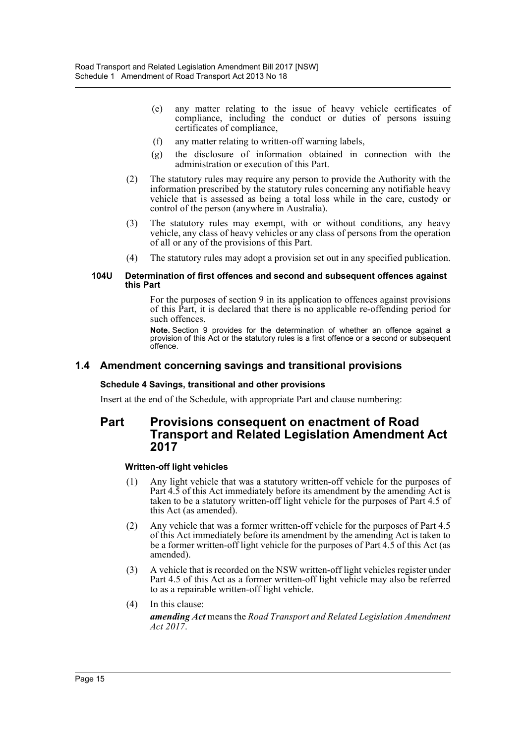(e) any matter relating to the issue of heavy vehicle certificates of compliance, including the conduct or duties of persons issuing certificates of compliance,

(f) any matter relating to written-off warning labels,

(g) the disclosure of information obtained in connection with the administration or execution of this Part.

(2) The statutory rules may require any person to provide the Authority with the information prescribed by the statutory rules concerning any notifiable heavy vehicle that is assessed as being a total loss while in the care, custody or control of the person (anywhere in Australia).

(3) The statutory rules may exempt, with or without conditions, any heavy vehicle, any class of heavy vehicles or any class of persons from the operation of all or any of the provisions of this Part.

(4) The statutory rules may adopt a provision set out in any specified publication.

#### 104U Determination of first offences and second and subsequent offences against this Part

For the purposes of section 9 in its application to offences against provisions of this Part, it is declared that there is no applicable re-offending period for such offences.

**Note.** Section 9 provides for the determination of whether an offence against a provision of this Act or the statutory rules is a first offence or a second or subsequent offence.

## 1.4 Amendment concerning savings and transitional provisions

#### Schedule 4 Savings, transitional and other provisions

Insert at the end of the Schedule, with appropriate Part and clause numbering:

# Part Provisions consequent on enactment of Road Transport and Related Legislation Amendment Act 2017

#### Written-off light vehicles

(1) Any light vehicle that was a statutory written-off vehicle for the purposes of Part 4.5 of this Act immediately before its amendment by the amending Act is taken to be a statutory written-off light vehicle for the purposes of Part 4.5 of this Act (as amended).

(2) Any vehicle that was a former written-off vehicle for the purposes of Part 4.5 of this Act immediately before its amendment by the amending Act is taken to be a former written-off light vehicle for the purposes of Part 4.5 of this Act (as amended).

(3) A vehicle that is recorded on the NSW written-off light vehicles register under Part 4.5 of this Act as a former written-off light vehicle may also be referred to as a repairable written-off light vehicle.

(4) In this clause:

***amending Act*** means the *Road Transport and Related Legislation Amendment Act 2017*.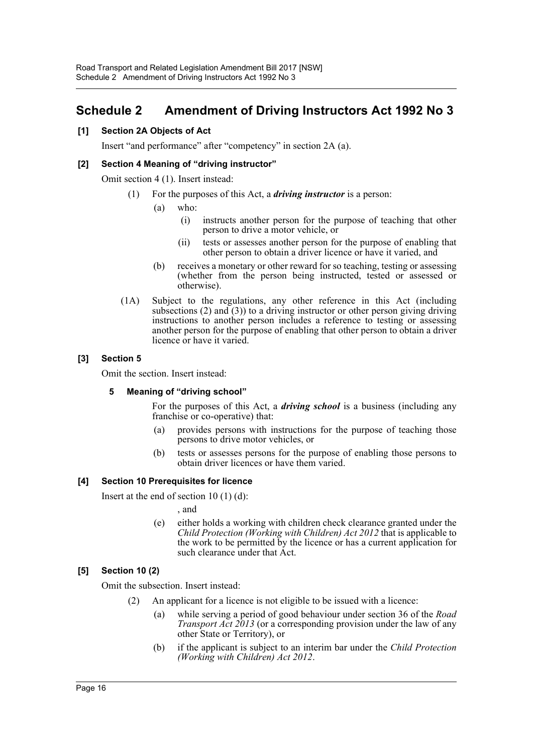# Schedule 2 Amendment of Driving Instructors Act 1992 No 3

### [1] Section 2A Objects of Act

Insert "and performance" after "competency" in section 2A (a).

### [2] Section 4 Meaning of "driving instructor"

Omit section 4 (1). Insert instead:

> (1) For the purposes of this Act, a ***driving instructor*** is a person:
>
> (a) who:
>
> (i) instructs another person for the purpose of teaching that other person to drive a motor vehicle, or
>
> (ii) tests or assesses another person for the purpose of enabling that other person to obtain a driver licence or have it varied, and
>
> (b) receives a monetary or other reward for so teaching, testing or assessing (whether from the person being instructed, tested or assessed or otherwise).
>
> (1A) Subject to the regulations, any other reference in this Act (including subsections (2) and (3)) to a driving instructor or other person giving driving instructions to another person includes a reference to testing or assessing another person for the purpose of enabling that other person to obtain a driver licence or have it varied.

### [3] Section 5

Omit the section. Insert instead:

> **5 Meaning of "driving school"**
>
> For the purposes of this Act, a ***driving school*** is a business (including any franchise or co-operative) that:
>
> (a) provides persons with instructions for the purpose of teaching those persons to drive motor vehicles, or
>
> (b) tests or assesses persons for the purpose of enabling those persons to obtain driver licences or have them varied.

### [4] Section 10 Prerequisites for licence

Insert at the end of section 10 (1) (d):

> , and
>
> (e) either holds a working with children check clearance granted under the *Child Protection (Working with Children) Act 2012* that is applicable to the work to be permitted by the licence or has a current application for such clearance under that Act.

### [5] Section 10 (2)

Omit the subsection. Insert instead:

> (2) An applicant for a licence is not eligible to be issued with a licence:
>
> (a) while serving a period of good behaviour under section 36 of the *Road Transport Act 2013* (or a corresponding provision under the law of any other State or Territory), or
>
> (b) if the applicant is subject to an interim bar under the *Child Protection (Working with Children) Act 2012*.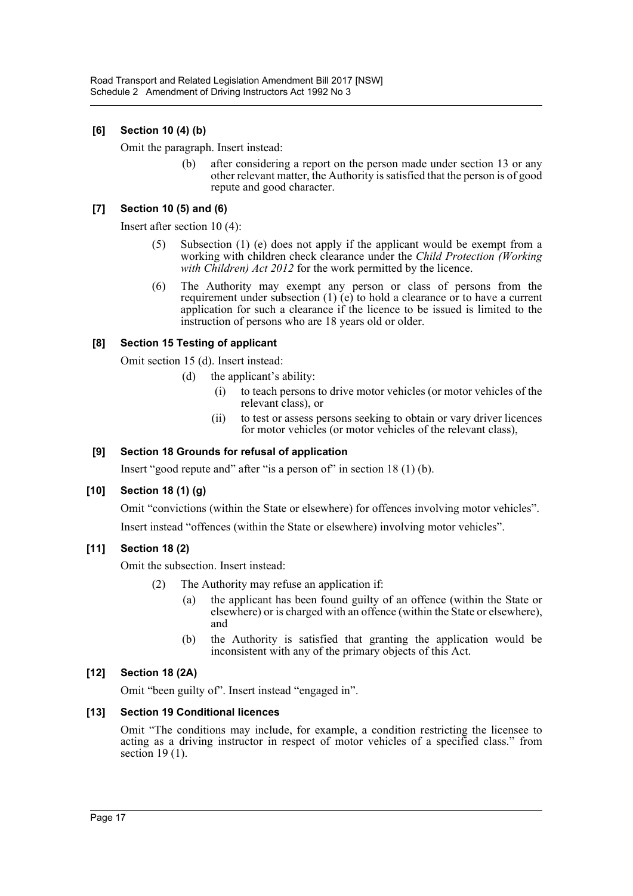### [6] Section 10 (4) (b)

Omit the paragraph. Insert instead:

> (b) after considering a report on the person made under section 13 or any other relevant matter, the Authority is satisfied that the person is of good repute and good character.

### [7] Section 10 (5) and (6)

Insert after section 10 (4):

> (5) Subsection (1) (e) does not apply if the applicant would be exempt from a working with children check clearance under the *Child Protection (Working with Children) Act 2012* for the work permitted by the licence.
>
> (6) The Authority may exempt any person or class of persons from the requirement under subsection (1) (e) to hold a clearance or to have a current application for such a clearance if the licence to be issued is limited to the instruction of persons who are 18 years old or older.

### [8] Section 15 Testing of applicant

Omit section 15 (d). Insert instead:

> (d) the applicant's ability:
>
> (i) to teach persons to drive motor vehicles (or motor vehicles of the relevant class), or
>
> (ii) to test or assess persons seeking to obtain or vary driver licences for motor vehicles (or motor vehicles of the relevant class),

### [9] Section 18 Grounds for refusal of application

Insert "good repute and" after "is a person of" in section 18 (1) (b).

### [10] Section 18 (1) (g)

Omit "convictions (within the State or elsewhere) for offences involving motor vehicles".

Insert instead "offences (within the State or elsewhere) involving motor vehicles".

### [11] Section 18 (2)

Omit the subsection. Insert instead:

> (2) The Authority may refuse an application if:
>
> (a) the applicant has been found guilty of an offence (within the State or elsewhere) or is charged with an offence (within the State or elsewhere), and
>
> (b) the Authority is satisfied that granting the application would be inconsistent with any of the primary objects of this Act.

### [12] Section 18 (2A)

Omit "been guilty of". Insert instead "engaged in".

### [13] Section 19 Conditional licences

Omit "The conditions may include, for example, a condition restricting the licensee to acting as a driving instructor in respect of motor vehicles of a specified class." from section 19 (1).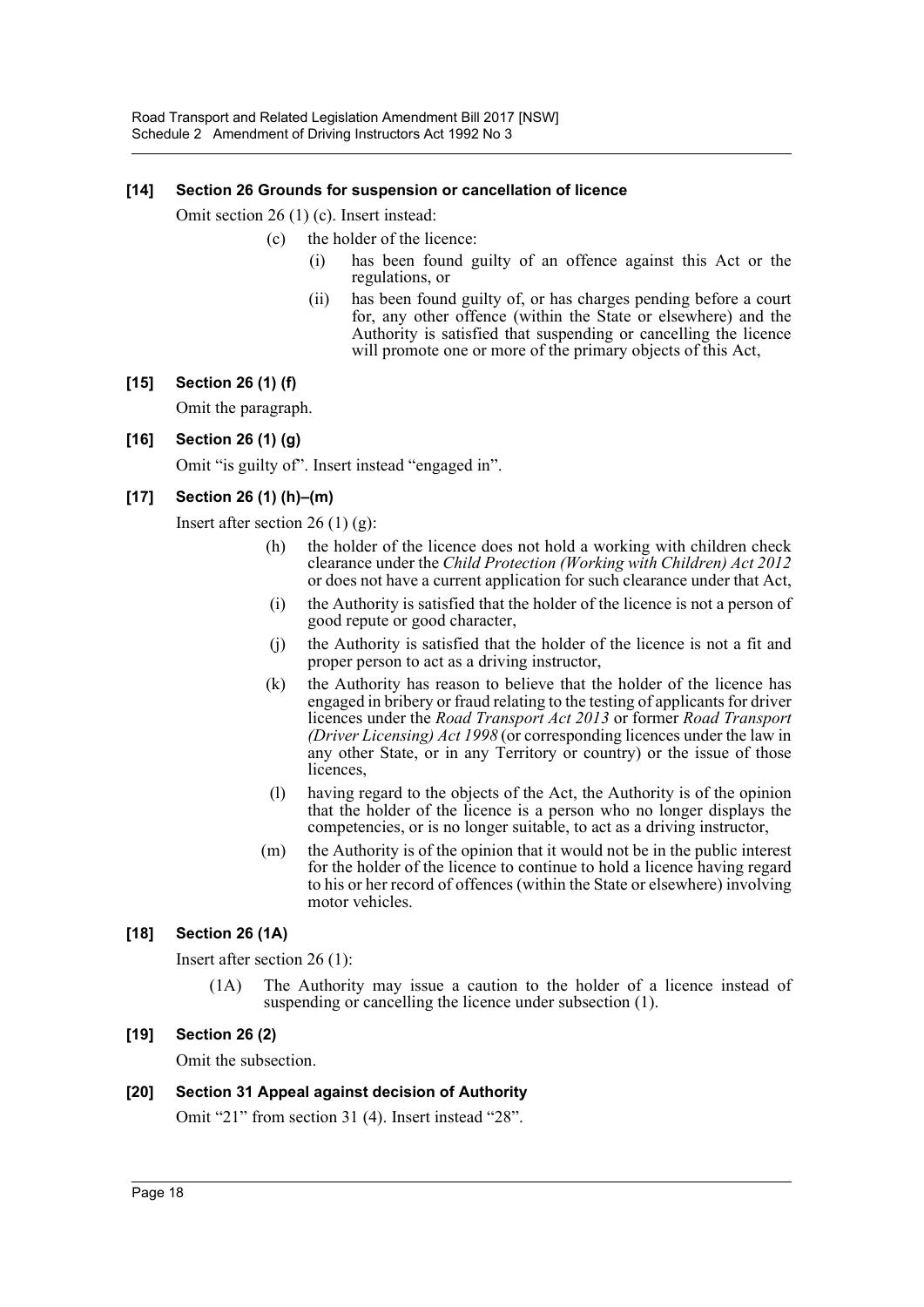#### [14] Section 26 Grounds for suspension or cancellation of licence

Omit section 26 (1) (c). Insert instead:

> (c) the holder of the licence:
>
> (i) has been found guilty of an offence against this Act or the regulations, or
>
> (ii) has been found guilty of, or has charges pending before a court for, any other offence (within the State or elsewhere) and the Authority is satisfied that suspending or cancelling the licence will promote one or more of the primary objects of this Act,

#### [15] Section 26 (1) (f)

Omit the paragraph.

#### [16] Section 26 (1) (g)

Omit "is guilty of". Insert instead "engaged in".

#### [17] Section 26 (1) (h)–(m)

Insert after section 26 (1) (g):

> (h) the holder of the licence does not hold a working with children check clearance under the *Child Protection (Working with Children) Act 2012* or does not have a current application for such clearance under that Act,
>
> (i) the Authority is satisfied that the holder of the licence is not a person of good repute or good character,
>
> (j) the Authority is satisfied that the holder of the licence is not a fit and proper person to act as a driving instructor,
>
> (k) the Authority has reason to believe that the holder of the licence has engaged in bribery or fraud relating to the testing of applicants for driver licences under the *Road Transport Act 2013* or former *Road Transport (Driver Licensing) Act 1998* (or corresponding licences under the law in any other State, or in any Territory or country) or the issue of those licences,
>
> (l) having regard to the objects of the Act, the Authority is of the opinion that the holder of the licence is a person who no longer displays the competencies, or is no longer suitable, to act as a driving instructor,
>
> (m) the Authority is of the opinion that it would not be in the public interest for the holder of the licence to continue to hold a licence having regard to his or her record of offences (within the State or elsewhere) involving motor vehicles.

#### [18] Section 26 (1A)

Insert after section 26 (1):

> (1A) The Authority may issue a caution to the holder of a licence instead of suspending or cancelling the licence under subsection (1).

#### [19] Section 26 (2)

Omit the subsection.

#### [20] Section 31 Appeal against decision of Authority

Omit "21" from section 31 (4). Insert instead "28".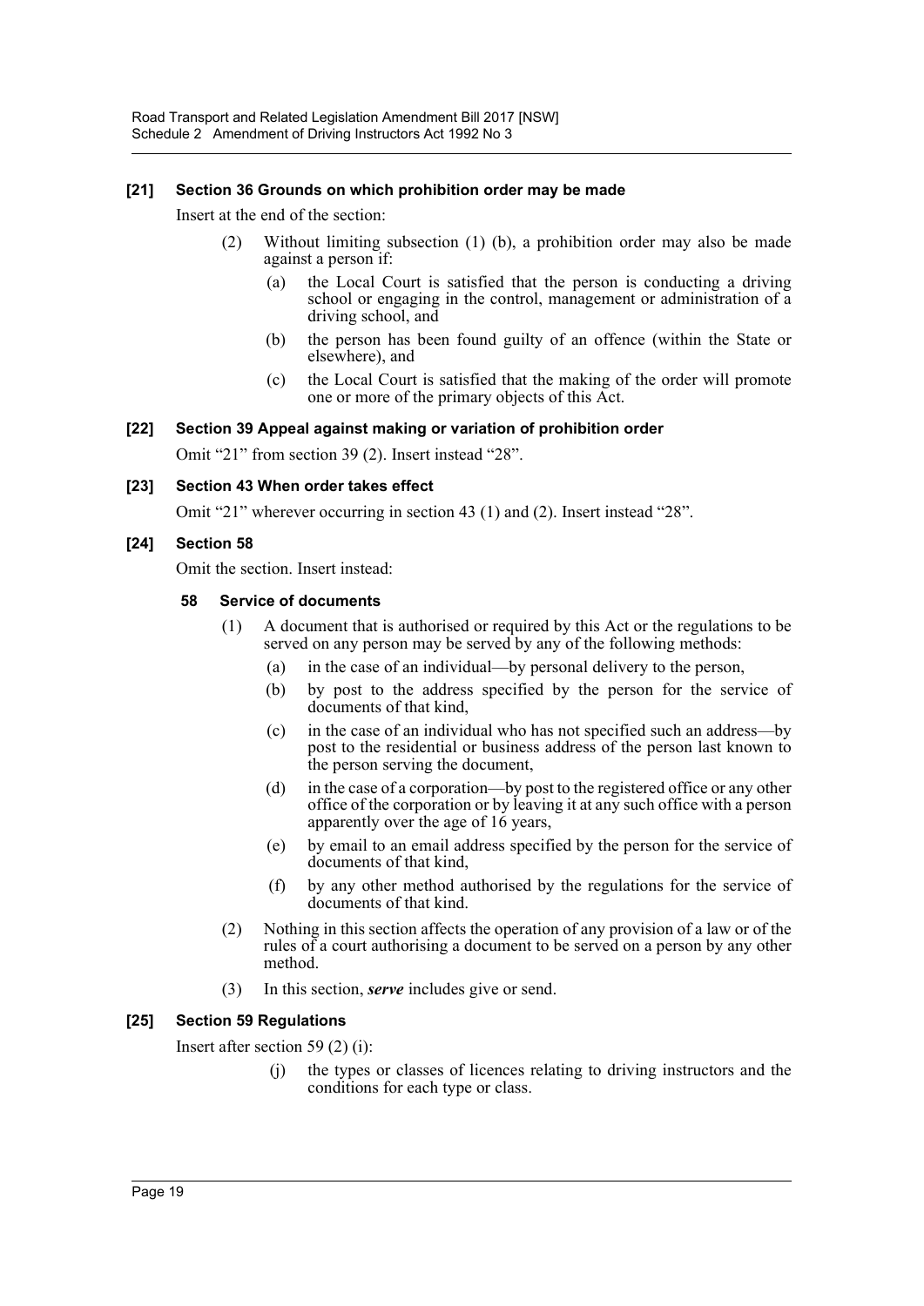### [21] Section 36 Grounds on which prohibition order may be made

Insert at the end of the section:

(2) Without limiting subsection (1) (b), a prohibition order may also be made against a person if:

(a) the Local Court is satisfied that the person is conducting a driving school or engaging in the control, management or administration of a driving school, and

(b) the person has been found guilty of an offence (within the State or elsewhere), and

(c) the Local Court is satisfied that the making of the order will promote one or more of the primary objects of this Act.

### [22] Section 39 Appeal against making or variation of prohibition order

Omit "21" from section 39 (2). Insert instead "28".

### [23] Section 43 When order takes effect

Omit "21" wherever occurring in section 43 (1) and (2). Insert instead "28".

### [24] Section 58

Omit the section. Insert instead:

#### 58 Service of documents

(1) A document that is authorised or required by this Act or the regulations to be served on any person may be served by any of the following methods:

(a) in the case of an individual—by personal delivery to the person,

(b) by post to the address specified by the person for the service of documents of that kind,

(c) in the case of an individual who has not specified such an address—by post to the residential or business address of the person last known to the person serving the document,

(d) in the case of a corporation—by post to the registered office or any other office of the corporation or by leaving it at any such office with a person apparently over the age of 16 years,

(e) by email to an email address specified by the person for the service of documents of that kind,

(f) by any other method authorised by the regulations for the service of documents of that kind.

(2) Nothing in this section affects the operation of any provision of a law or of the rules of a court authorising a document to be served on a person by any other method.

(3) In this section, ***serve*** includes give or send.

### [25] Section 59 Regulations

Insert after section 59 (2) (i):

(j) the types or classes of licences relating to driving instructors and the conditions for each type or class.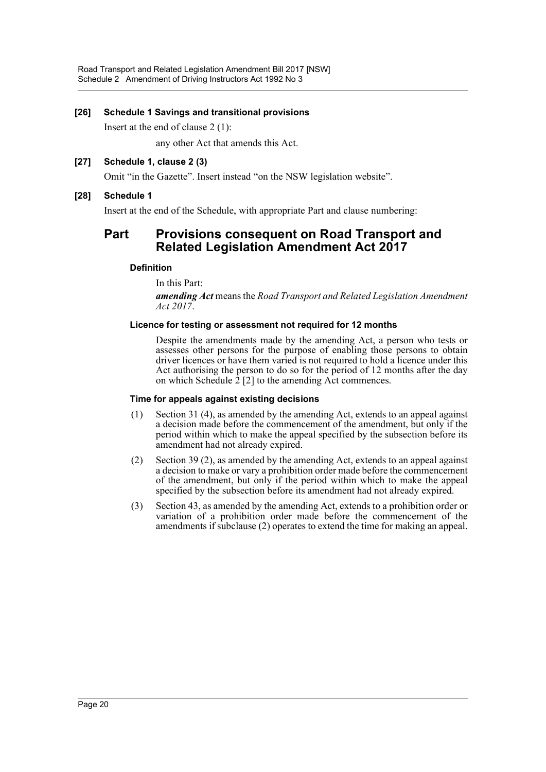**[26] Schedule 1 Savings and transitional provisions**

Insert at the end of clause 2 (1):

any other Act that amends this Act.

**[27] Schedule 1, clause 2 (3)**

Omit "in the Gazette". Insert instead "on the NSW legislation website".

**[28] Schedule 1**

Insert at the end of the Schedule, with appropriate Part and clause numbering:

## Part Provisions consequent on Road Transport and Related Legislation Amendment Act 2017

#### Definition

In this Part:

***amending Act*** means the *Road Transport and Related Legislation Amendment Act 2017*.

#### Licence for testing or assessment not required for 12 months

Despite the amendments made by the amending Act, a person who tests or assesses other persons for the purpose of enabling those persons to obtain driver licences or have them varied is not required to hold a licence under this Act authorising the person to do so for the period of 12 months after the day on which Schedule 2 [2] to the amending Act commences.

#### Time for appeals against existing decisions

(1) Section 31 (4), as amended by the amending Act, extends to an appeal against a decision made before the commencement of the amendment, but only if the period within which to make the appeal specified by the subsection before its amendment had not already expired.

(2) Section 39 (2), as amended by the amending Act, extends to an appeal against a decision to make or vary a prohibition order made before the commencement of the amendment, but only if the period within which to make the appeal specified by the subsection before its amendment had not already expired.

(3) Section 43, as amended by the amending Act, extends to a prohibition order or variation of a prohibition order made before the commencement of the amendments if subclause (2) operates to extend the time for making an appeal.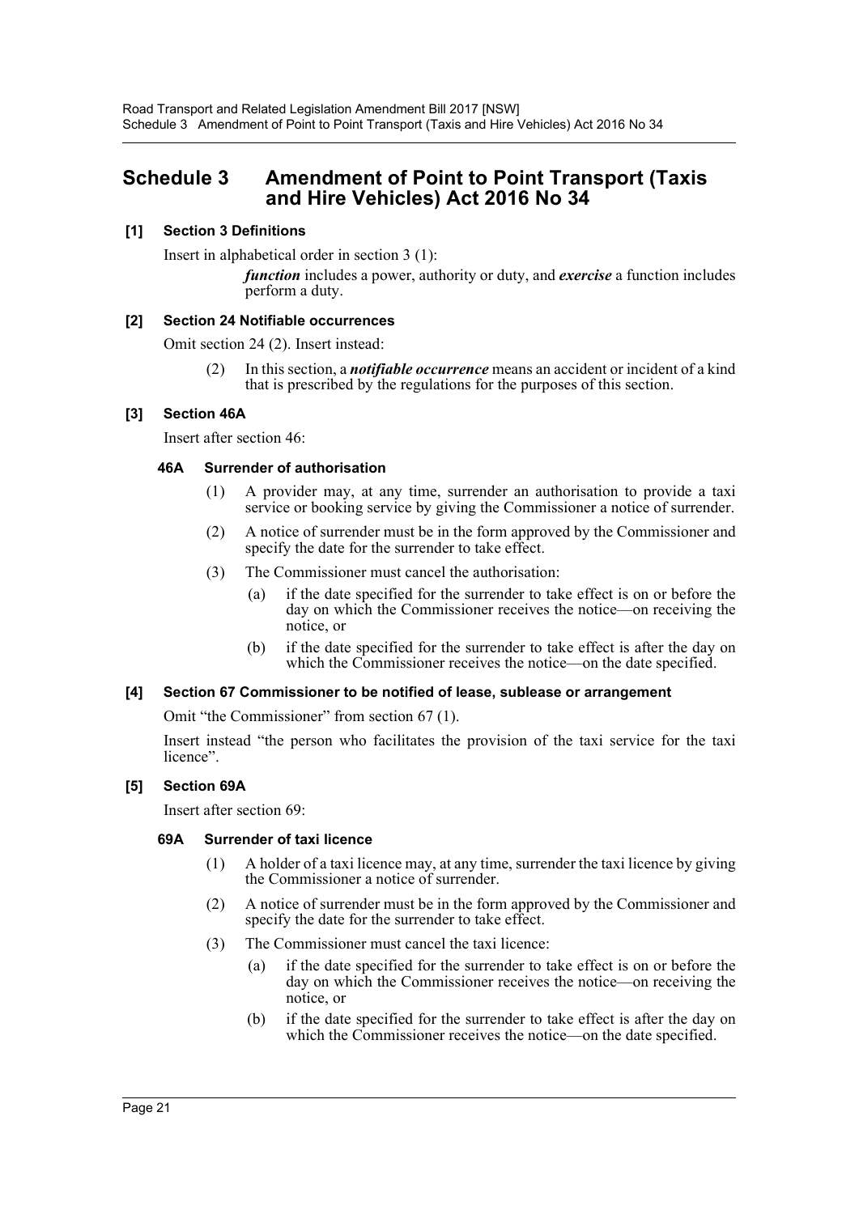# Schedule 3 Amendment of Point to Point Transport (Taxis and Hire Vehicles) Act 2016 No 34

### [1] Section 3 Definitions

Insert in alphabetical order in section 3 (1):

> ***function*** includes a power, authority or duty, and ***exercise*** a function includes perform a duty.

### [2] Section 24 Notifiable occurrences

Omit section 24 (2). Insert instead:

> (2) In this section, a ***notifiable occurrence*** means an accident or incident of a kind that is prescribed by the regulations for the purposes of this section.

### [3] Section 46A

Insert after section 46:

#### 46A Surrender of authorisation

(1) A provider may, at any time, surrender an authorisation to provide a taxi service or booking service by giving the Commissioner a notice of surrender.

(2) A notice of surrender must be in the form approved by the Commissioner and specify the date for the surrender to take effect.

(3) The Commissioner must cancel the authorisation:

- (a) if the date specified for the surrender to take effect is on or before the day on which the Commissioner receives the notice—on receiving the notice, or
- (b) if the date specified for the surrender to take effect is after the day on which the Commissioner receives the notice—on the date specified.

### [4] Section 67 Commissioner to be notified of lease, sublease or arrangement

Omit "the Commissioner" from section 67 (1).

Insert instead "the person who facilitates the provision of the taxi service for the taxi licence".

### [5] Section 69A

Insert after section 69:

#### 69A Surrender of taxi licence

(1) A holder of a taxi licence may, at any time, surrender the taxi licence by giving the Commissioner a notice of surrender.

(2) A notice of surrender must be in the form approved by the Commissioner and specify the date for the surrender to take effect.

(3) The Commissioner must cancel the taxi licence:

- (a) if the date specified for the surrender to take effect is on or before the day on which the Commissioner receives the notice—on receiving the notice, or
- (b) if the date specified for the surrender to take effect is after the day on which the Commissioner receives the notice—on the date specified.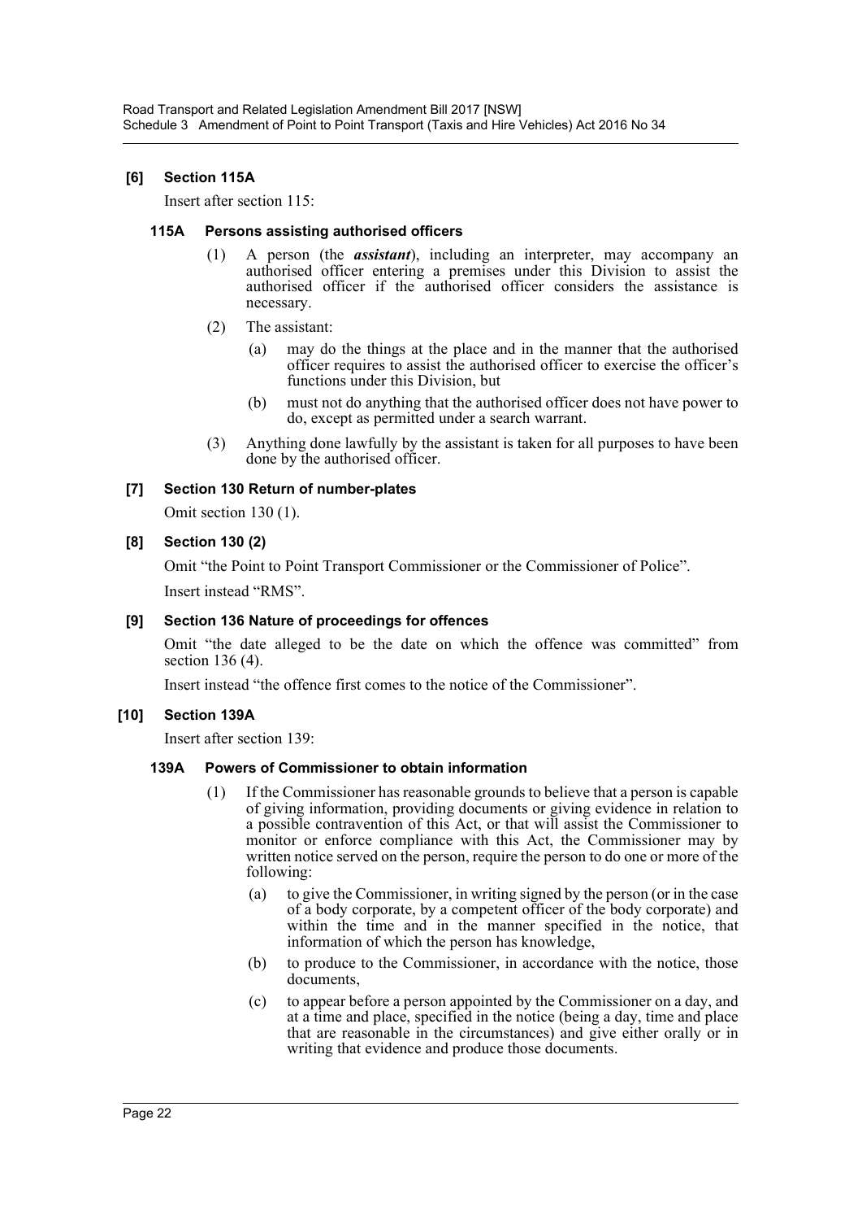### [6] Section 115A

Insert after section 115:

#### 115A Persons assisting authorised officers

(1) A person (the ***assistant***), including an interpreter, may accompany an authorised officer entering a premises under this Division to assist the authorised officer if the authorised officer considers the assistance is necessary.

(2) The assistant:

(a) may do the things at the place and in the manner that the authorised officer requires to assist the authorised officer to exercise the officer's functions under this Division, but

(b) must not do anything that the authorised officer does not have power to do, except as permitted under a search warrant.

(3) Anything done lawfully by the assistant is taken for all purposes to have been done by the authorised officer.

### [7] Section 130 Return of number-plates

Omit section 130 (1).

### [8] Section 130 (2)

Omit "the Point to Point Transport Commissioner or the Commissioner of Police".

Insert instead "RMS".

### [9] Section 136 Nature of proceedings for offences

Omit "the date alleged to be the date on which the offence was committed" from section 136 (4).

Insert instead "the offence first comes to the notice of the Commissioner".

### [10] Section 139A

Insert after section 139:

#### 139A Powers of Commissioner to obtain information

(1) If the Commissioner has reasonable grounds to believe that a person is capable of giving information, providing documents or giving evidence in relation to a possible contravention of this Act, or that will assist the Commissioner to monitor or enforce compliance with this Act, the Commissioner may by written notice served on the person, require the person to do one or more of the following:

(a) to give the Commissioner, in writing signed by the person (or in the case of a body corporate, by a competent officer of the body corporate) and within the time and in the manner specified in the notice, that information of which the person has knowledge,

(b) to produce to the Commissioner, in accordance with the notice, those documents,

(c) to appear before a person appointed by the Commissioner on a day, and at a time and place, specified in the notice (being a day, time and place that are reasonable in the circumstances) and give either orally or in writing that evidence and produce those documents.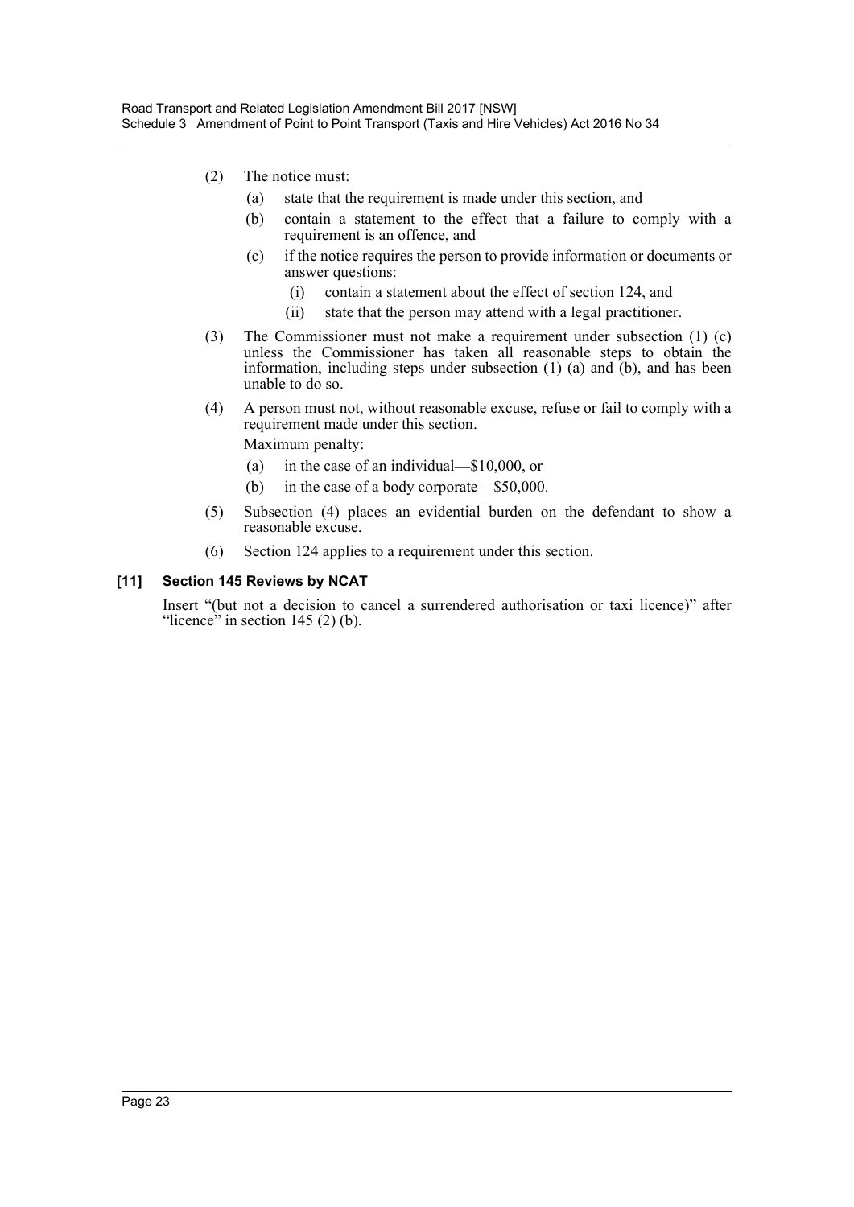(2) The notice must:

(a) state that the requirement is made under this section, and

(b) contain a statement to the effect that a failure to comply with a requirement is an offence, and

(c) if the notice requires the person to provide information or documents or answer questions:

(i) contain a statement about the effect of section 124, and

(ii) state that the person may attend with a legal practitioner.

(3) The Commissioner must not make a requirement under subsection (1) (c) unless the Commissioner has taken all reasonable steps to obtain the information, including steps under subsection (1) (a) and (b), and has been unable to do so.

(4) A person must not, without reasonable excuse, refuse or fail to comply with a requirement made under this section.

Maximum penalty:

(a) in the case of an individual—$10,000, or

(b) in the case of a body corporate—$50,000.

(5) Subsection (4) places an evidential burden on the defendant to show a reasonable excuse.

(6) Section 124 applies to a requirement under this section.

**[11] Section 145 Reviews by NCAT**

Insert "(but not a decision to cancel a surrendered authorisation or taxi licence)" after "licence" in section 145 (2) (b).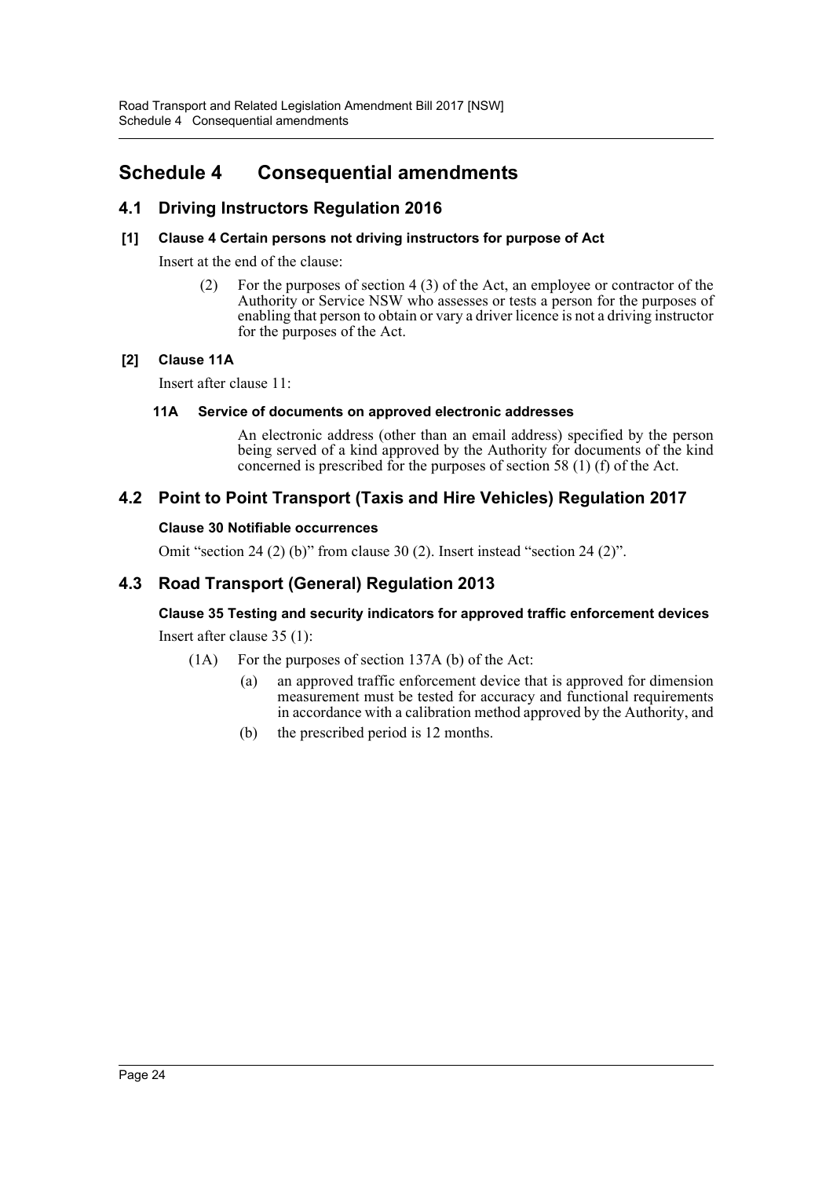# Schedule 4 Consequential amendments

## 4.1 Driving Instructors Regulation 2016

### [1] Clause 4 Certain persons not driving instructors for purpose of Act

Insert at the end of the clause:

> (2) For the purposes of section 4 (3) of the Act, an employee or contractor of the Authority or Service NSW who assesses or tests a person for the purposes of enabling that person to obtain or vary a driver licence is not a driving instructor for the purposes of the Act.

### [2] Clause 11A

Insert after clause 11:

> **11A Service of documents on approved electronic addresses**
>
> An electronic address (other than an email address) specified by the person being served of a kind approved by the Authority for documents of the kind concerned is prescribed for the purposes of section 58 (1) (f) of the Act.

## 4.2 Point to Point Transport (Taxis and Hire Vehicles) Regulation 2017

### Clause 30 Notifiable occurrences

Omit "section 24 (2) (b)" from clause 30 (2). Insert instead "section 24 (2)".

## 4.3 Road Transport (General) Regulation 2013

### Clause 35 Testing and security indicators for approved traffic enforcement devices

Insert after clause 35 (1):

> (1A) For the purposes of section 137A (b) of the Act:
>
> (a) an approved traffic enforcement device that is approved for dimension measurement must be tested for accuracy and functional requirements in accordance with a calibration method approved by the Authority, and
>
> (b) the prescribed period is 12 months.